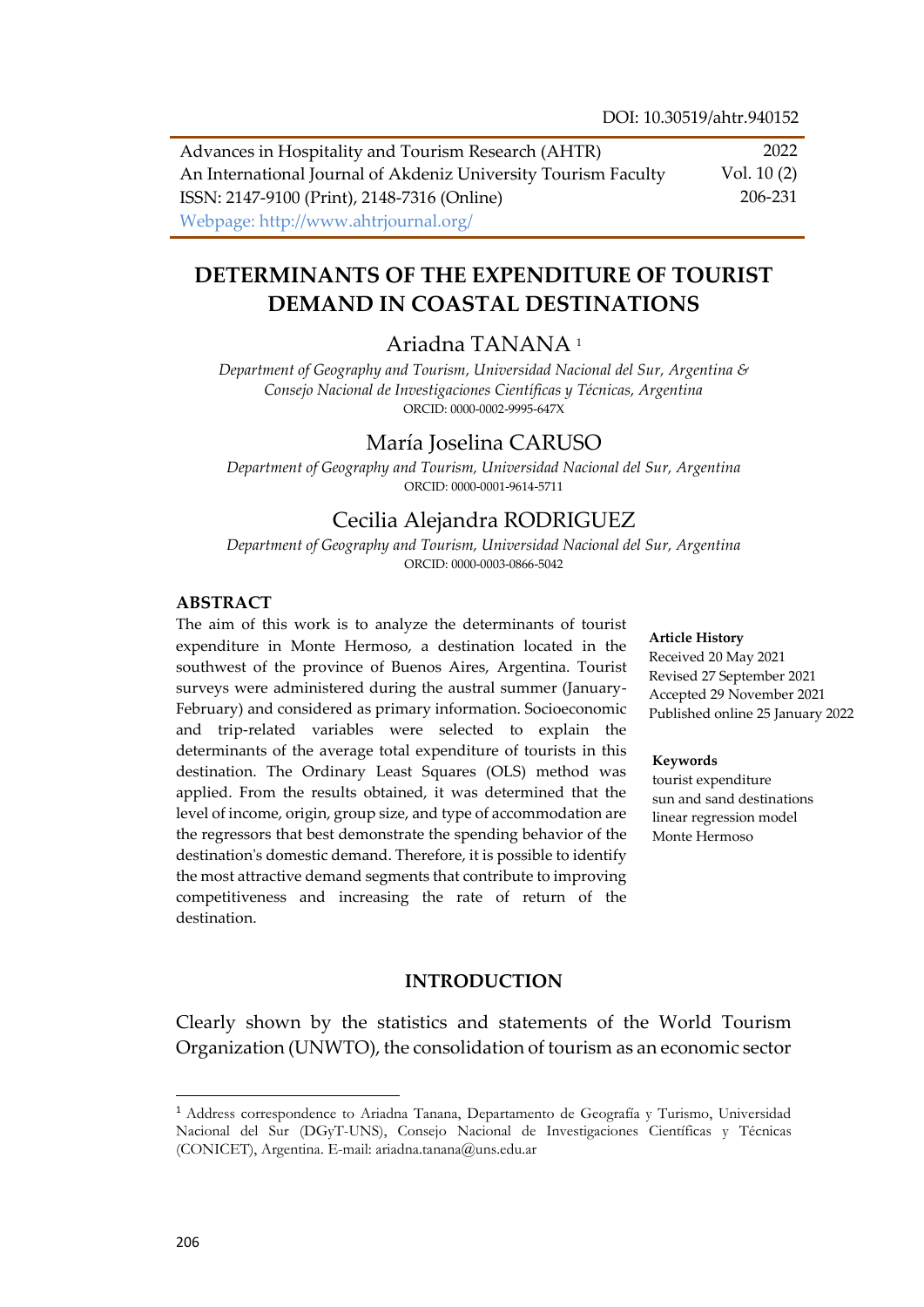DOI: 10.30519/ahtr.940152

Advances in Hospitality and Tourism Research (AHTR)
An International Journal of Akdeniz University Tourism Faculty
ISSN: 2147-9100 (Print), 2148-7316 (Online)
Webpage: http://www.ahtrjournal.org/

2022
Vol. 10 (2)
206-231

# DETERMINANTS OF THE EXPENDITURE OF TOURIST DEMAND IN COASTAL DESTINATIONS

## Ariadna TANANA [1]

*Department of Geography and Tourism, Universidad Nacional del Sur, Argentina & Consejo Nacional de Investigaciones Científicas y Técnicas, Argentina*
ORCID: 0000-0002-9995-647X

## María Joselina CARUSO

*Department of Geography and Tourism, Universidad Nacional del Sur, Argentina*
ORCID: 0000-0001-9614-5711

## Cecilia Alejandra RODRIGUEZ

*Department of Geography and Tourism, Universidad Nacional del Sur, Argentina*
ORCID: 0000-0003-0866-5042

### ABSTRACT

The aim of this work is to analyze the determinants of tourist expenditure in Monte Hermoso, a destination located in the southwest of the province of Buenos Aires, Argentina. Tourist surveys were administered during the austral summer (January-February) and considered as primary information. Socioeconomic and trip-related variables were selected to explain the determinants of the average total expenditure of tourists in this destination. The Ordinary Least Squares (OLS) method was applied. From the results obtained, it was determined that the level of income, origin, group size, and type of accommodation are the regressors that best demonstrate the spending behavior of the destination's domestic demand. Therefore, it is possible to identify the most attractive demand segments that contribute to improving competitiveness and increasing the rate of return of the destination.

**Article History**
Received 20 May 2021
Revised 27 September 2021
Accepted 29 November 2021
Published online 25 January 2022

**Keywords**
tourist expenditure
sun and sand destinations
linear regression model
Monte Hermoso

## INTRODUCTION

Clearly shown by the statistics and statements of the World Tourism Organization (UNWTO), the consolidation of tourism as an economic sector

[1] Address correspondence to Ariadna Tanana, Departamento de Geografía y Turismo, Universidad Nacional del Sur (DGyT-UNS), Consejo Nacional de Investigaciones Científicas y Técnicas (CONICET), Argentina. E-mail: ariadna.tanana@uns.edu.ar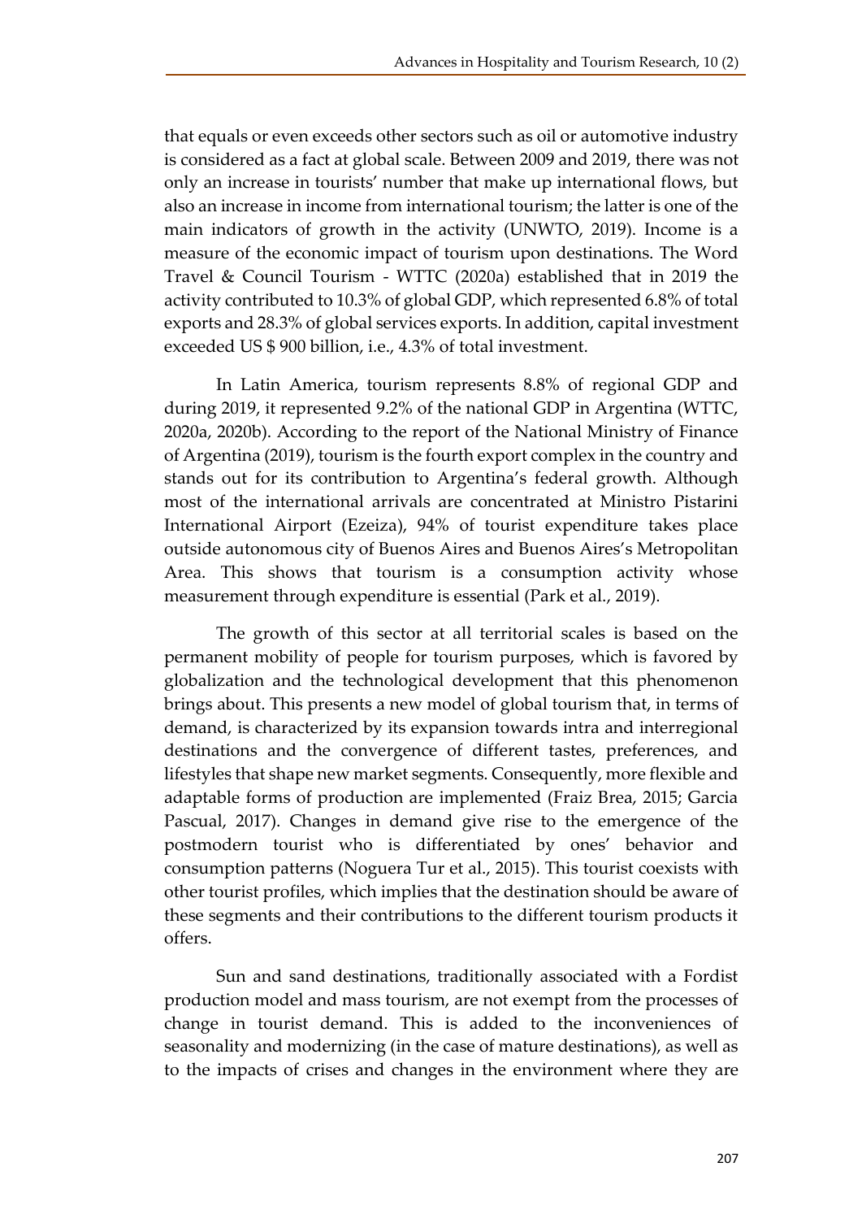that equals or even exceeds other sectors such as oil or automotive industry is considered as a fact at global scale. Between 2009 and 2019, there was not only an increase in tourists' number that make up international flows, but also an increase in income from international tourism; the latter is one of the main indicators of growth in the activity (UNWTO, 2019). Income is a measure of the economic impact of tourism upon destinations. The Word Travel & Council Tourism - WTTC (2020a) established that in 2019 the activity contributed to 10.3% of global GDP, which represented 6.8% of total exports and 28.3% of global services exports. In addition, capital investment exceeded US $ 900 billion, i.e., 4.3% of total investment.

In Latin America, tourism represents 8.8% of regional GDP and during 2019, it represented 9.2% of the national GDP in Argentina (WTTC, 2020a, 2020b). According to the report of the National Ministry of Finance of Argentina (2019), tourism is the fourth export complex in the country and stands out for its contribution to Argentina's federal growth. Although most of the international arrivals are concentrated at Ministro Pistarini International Airport (Ezeiza), 94% of tourist expenditure takes place outside autonomous city of Buenos Aires and Buenos Aires's Metropolitan Area. This shows that tourism is a consumption activity whose measurement through expenditure is essential (Park et al., 2019).

The growth of this sector at all territorial scales is based on the permanent mobility of people for tourism purposes, which is favored by globalization and the technological development that this phenomenon brings about. This presents a new model of global tourism that, in terms of demand, is characterized by its expansion towards intra and interregional destinations and the convergence of different tastes, preferences, and lifestyles that shape new market segments. Consequently, more flexible and adaptable forms of production are implemented (Fraiz Brea, 2015; Garcia Pascual, 2017). Changes in demand give rise to the emergence of the postmodern tourist who is differentiated by ones' behavior and consumption patterns (Noguera Tur et al., 2015). This tourist coexists with other tourist profiles, which implies that the destination should be aware of these segments and their contributions to the different tourism products it offers.

Sun and sand destinations, traditionally associated with a Fordist production model and mass tourism, are not exempt from the processes of change in tourist demand. This is added to the inconveniences of seasonality and modernizing (in the case of mature destinations), as well as to the impacts of crises and changes in the environment where they are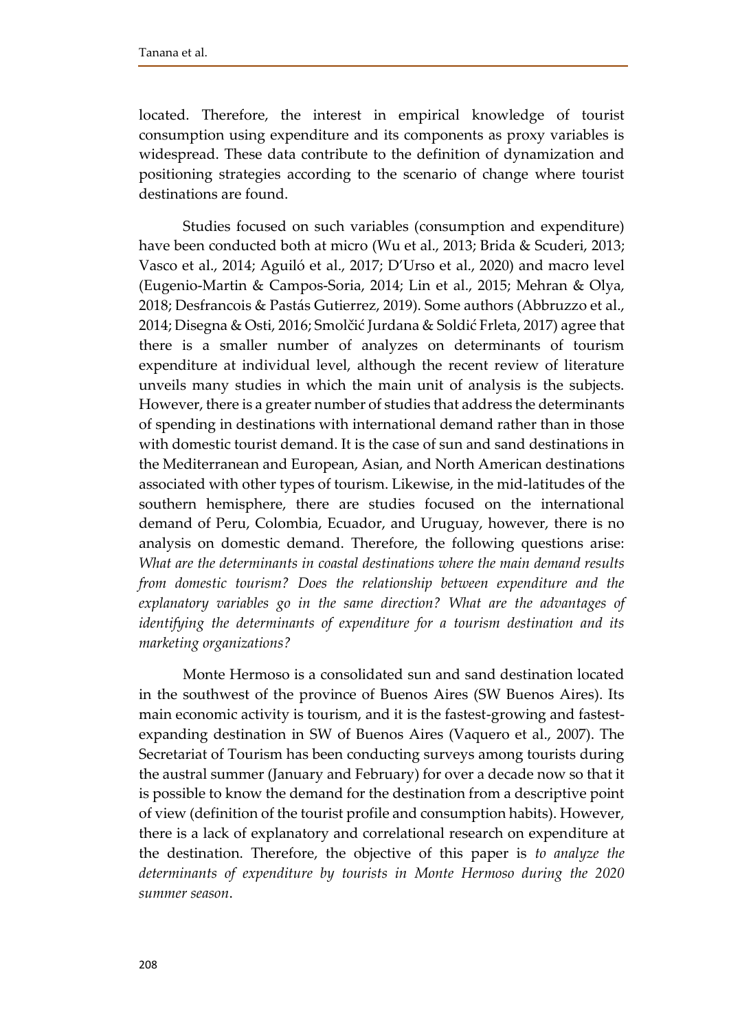located. Therefore, the interest in empirical knowledge of tourist consumption using expenditure and its components as proxy variables is widespread. These data contribute to the definition of dynamization and positioning strategies according to the scenario of change where tourist destinations are found.

Studies focused on such variables (consumption and expenditure) have been conducted both at micro (Wu et al., 2013; Brida & Scuderi, 2013; Vasco et al., 2014; Aguiló et al., 2017; D'Urso et al., 2020) and macro level (Eugenio-Martin & Campos-Soria, 2014; Lin et al., 2015; Mehran & Olya, 2018; Desfrancois & Pastás Gutierrez, 2019). Some authors (Abbruzzo et al., 2014; Disegna & Osti, 2016; Smolčić Jurdana & Soldić Frleta, 2017) agree that there is a smaller number of analyzes on determinants of tourism expenditure at individual level, although the recent review of literature unveils many studies in which the main unit of analysis is the subjects. However, there is a greater number of studies that address the determinants of spending in destinations with international demand rather than in those with domestic tourist demand. It is the case of sun and sand destinations in the Mediterranean and European, Asian, and North American destinations associated with other types of tourism. Likewise, in the mid-latitudes of the southern hemisphere, there are studies focused on the international demand of Peru, Colombia, Ecuador, and Uruguay, however, there is no analysis on domestic demand. Therefore, the following questions arise: *What are the determinants in coastal destinations where the main demand results from domestic tourism? Does the relationship between expenditure and the explanatory variables go in the same direction? What are the advantages of identifying the determinants of expenditure for a tourism destination and its marketing organizations?*

Monte Hermoso is a consolidated sun and sand destination located in the southwest of the province of Buenos Aires (SW Buenos Aires). Its main economic activity is tourism, and it is the fastest-growing and fastest-expanding destination in SW of Buenos Aires (Vaquero et al., 2007). The Secretariat of Tourism has been conducting surveys among tourists during the austral summer (January and February) for over a decade now so that it is possible to know the demand for the destination from a descriptive point of view (definition of the tourist profile and consumption habits). However, there is a lack of explanatory and correlational research on expenditure at the destination. Therefore, the objective of this paper is *to analyze the determinants of expenditure by tourists in Monte Hermoso during the 2020 summer season*.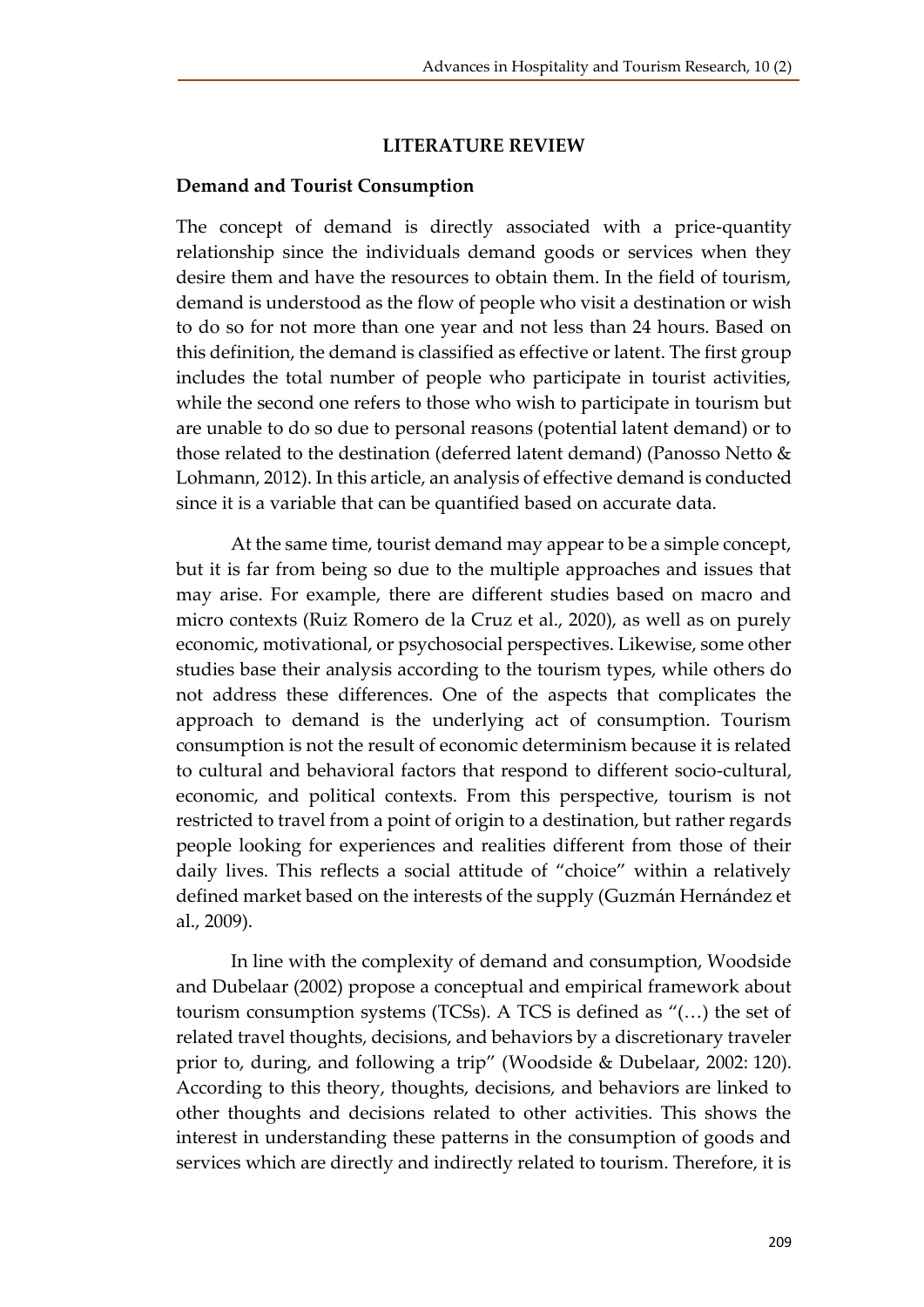## LITERATURE REVIEW

### Demand and Tourist Consumption

The concept of demand is directly associated with a price-quantity relationship since the individuals demand goods or services when they desire them and have the resources to obtain them. In the field of tourism, demand is understood as the flow of people who visit a destination or wish to do so for not more than one year and not less than 24 hours. Based on this definition, the demand is classified as effective or latent. The first group includes the total number of people who participate in tourist activities, while the second one refers to those who wish to participate in tourism but are unable to do so due to personal reasons (potential latent demand) or to those related to the destination (deferred latent demand) (Panosso Netto & Lohmann, 2012). In this article, an analysis of effective demand is conducted since it is a variable that can be quantified based on accurate data.

At the same time, tourist demand may appear to be a simple concept, but it is far from being so due to the multiple approaches and issues that may arise. For example, there are different studies based on macro and micro contexts (Ruiz Romero de la Cruz et al., 2020), as well as on purely economic, motivational, or psychosocial perspectives. Likewise, some other studies base their analysis according to the tourism types, while others do not address these differences. One of the aspects that complicates the approach to demand is the underlying act of consumption. Tourism consumption is not the result of economic determinism because it is related to cultural and behavioral factors that respond to different socio-cultural, economic, and political contexts. From this perspective, tourism is not restricted to travel from a point of origin to a destination, but rather regards people looking for experiences and realities different from those of their daily lives. This reflects a social attitude of "choice" within a relatively defined market based on the interests of the supply (Guzmán Hernández et al., 2009).

In line with the complexity of demand and consumption, Woodside and Dubelaar (2002) propose a conceptual and empirical framework about tourism consumption systems (TCSs). A TCS is defined as "(…) the set of related travel thoughts, decisions, and behaviors by a discretionary traveler prior to, during, and following a trip" (Woodside & Dubelaar, 2002: 120). According to this theory, thoughts, decisions, and behaviors are linked to other thoughts and decisions related to other activities. This shows the interest in understanding these patterns in the consumption of goods and services which are directly and indirectly related to tourism. Therefore, it is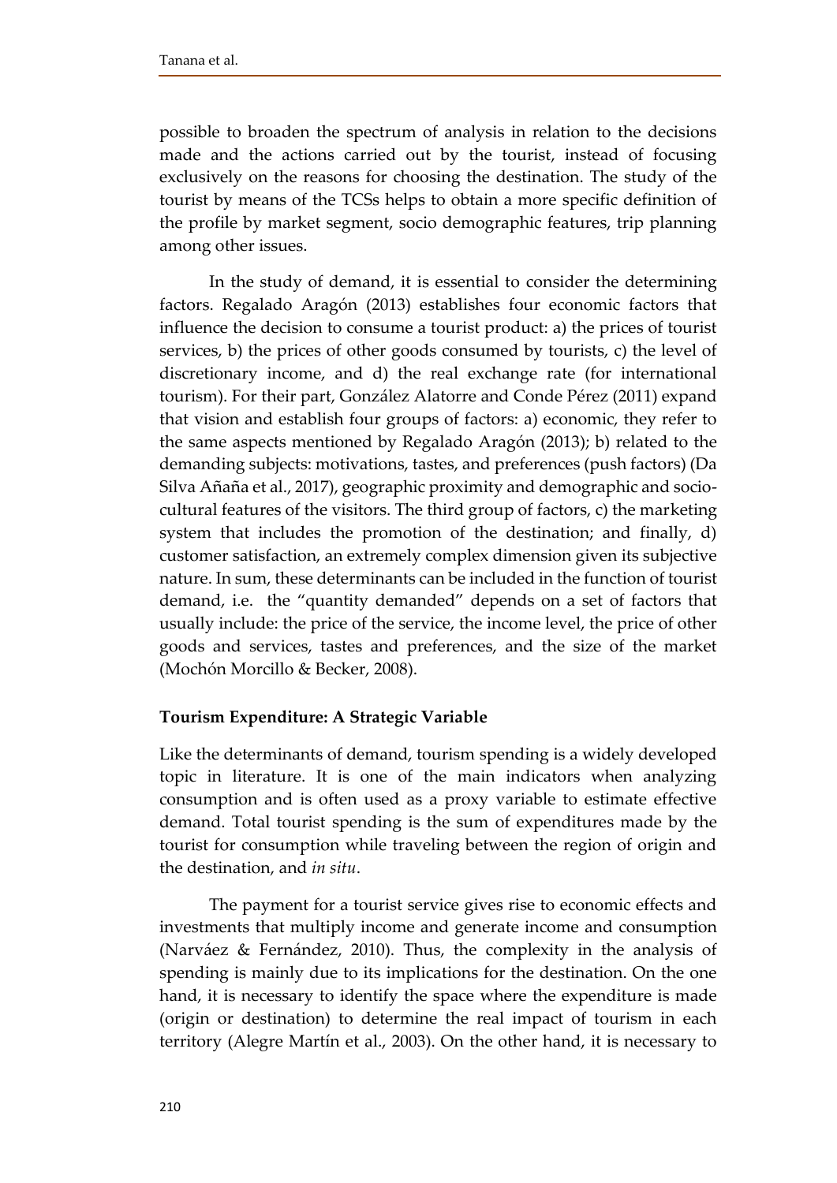possible to broaden the spectrum of analysis in relation to the decisions made and the actions carried out by the tourist, instead of focusing exclusively on the reasons for choosing the destination. The study of the tourist by means of the TCSs helps to obtain a more specific definition of the profile by market segment, socio demographic features, trip planning among other issues.

In the study of demand, it is essential to consider the determining factors. Regalado Aragón (2013) establishes four economic factors that influence the decision to consume a tourist product: a) the prices of tourist services, b) the prices of other goods consumed by tourists, c) the level of discretionary income, and d) the real exchange rate (for international tourism). For their part, González Alatorre and Conde Pérez (2011) expand that vision and establish four groups of factors: a) economic, they refer to the same aspects mentioned by Regalado Aragón (2013); b) related to the demanding subjects: motivations, tastes, and preferences (push factors) (Da Silva Añaña et al., 2017), geographic proximity and demographic and socio-cultural features of the visitors. The third group of factors, c) the marketing system that includes the promotion of the destination; and finally, d) customer satisfaction, an extremely complex dimension given its subjective nature. In sum, these determinants can be included in the function of tourist demand, i.e. the "quantity demanded" depends on a set of factors that usually include: the price of the service, the income level, the price of other goods and services, tastes and preferences, and the size of the market (Mochón Morcillo & Becker, 2008).

## Tourism Expenditure: A Strategic Variable

Like the determinants of demand, tourism spending is a widely developed topic in literature. It is one of the main indicators when analyzing consumption and is often used as a proxy variable to estimate effective demand. Total tourist spending is the sum of expenditures made by the tourist for consumption while traveling between the region of origin and the destination, and *in situ*.

The payment for a tourist service gives rise to economic effects and investments that multiply income and generate income and consumption (Narváez & Fernández, 2010). Thus, the complexity in the analysis of spending is mainly due to its implications for the destination. On the one hand, it is necessary to identify the space where the expenditure is made (origin or destination) to determine the real impact of tourism in each territory (Alegre Martín et al., 2003). On the other hand, it is necessary to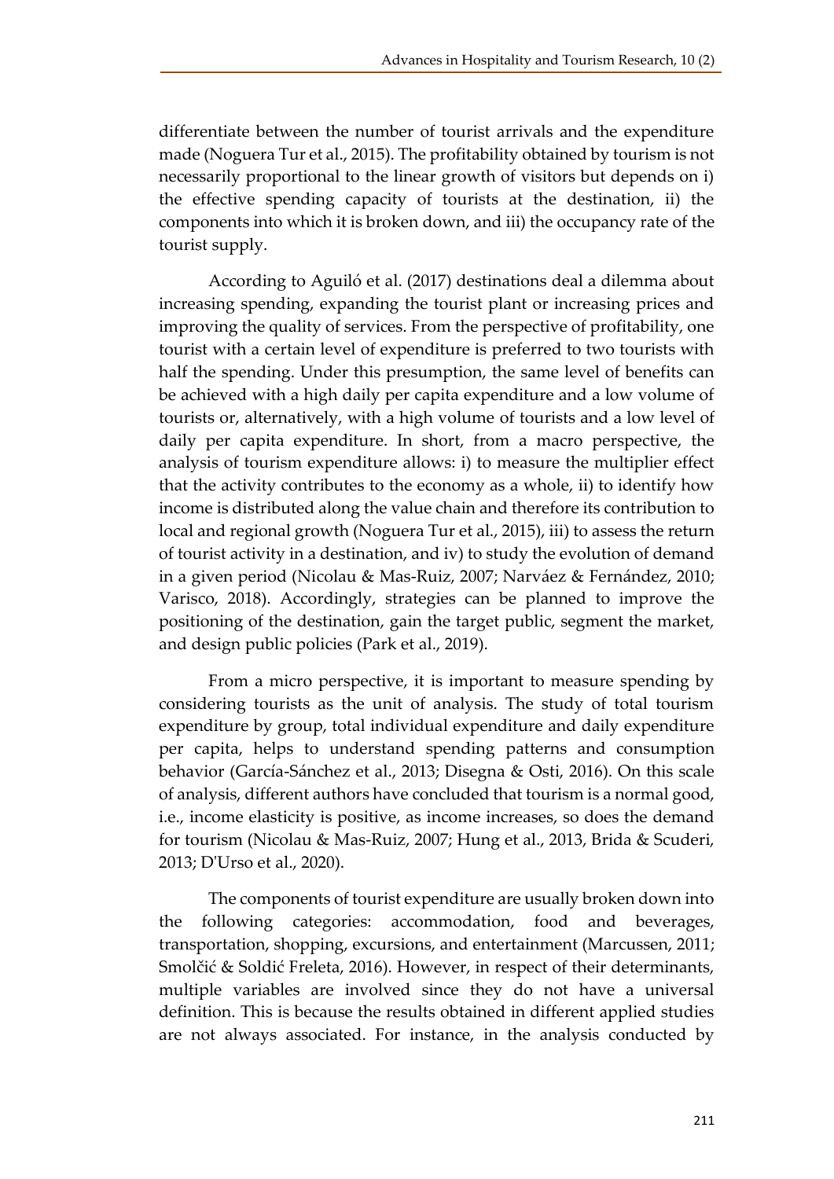differentiate between the number of tourist arrivals and the expenditure made (Noguera Tur et al., 2015). The profitability obtained by tourism is not necessarily proportional to the linear growth of visitors but depends on i) the effective spending capacity of tourists at the destination, ii) the components into which it is broken down, and iii) the occupancy rate of the tourist supply.

According to Aguiló et al. (2017) destinations deal a dilemma about increasing spending, expanding the tourist plant or increasing prices and improving the quality of services. From the perspective of profitability, one tourist with a certain level of expenditure is preferred to two tourists with half the spending. Under this presumption, the same level of benefits can be achieved with a high daily per capita expenditure and a low volume of tourists or, alternatively, with a high volume of tourists and a low level of daily per capita expenditure. In short, from a macro perspective, the analysis of tourism expenditure allows: i) to measure the multiplier effect that the activity contributes to the economy as a whole, ii) to identify how income is distributed along the value chain and therefore its contribution to local and regional growth (Noguera Tur et al., 2015), iii) to assess the return of tourist activity in a destination, and iv) to study the evolution of demand in a given period (Nicolau & Mas-Ruiz, 2007; Narváez & Fernández, 2010; Varisco, 2018). Accordingly, strategies can be planned to improve the positioning of the destination, gain the target public, segment the market, and design public policies (Park et al., 2019).

From a micro perspective, it is important to measure spending by considering tourists as the unit of analysis. The study of total tourism expenditure by group, total individual expenditure and daily expenditure per capita, helps to understand spending patterns and consumption behavior (García-Sánchez et al., 2013; Disegna & Osti, 2016). On this scale of analysis, different authors have concluded that tourism is a normal good, i.e., income elasticity is positive, as income increases, so does the demand for tourism (Nicolau & Mas-Ruiz, 2007; Hung et al., 2013, Brida & Scuderi, 2013; D'Urso et al., 2020).

The components of tourist expenditure are usually broken down into the following categories: accommodation, food and beverages, transportation, shopping, excursions, and entertainment (Marcussen, 2011; Smolčić & Soldić Freleta, 2016). However, in respect of their determinants, multiple variables are involved since they do not have a universal definition. This is because the results obtained in different applied studies are not always associated. For instance, in the analysis conducted by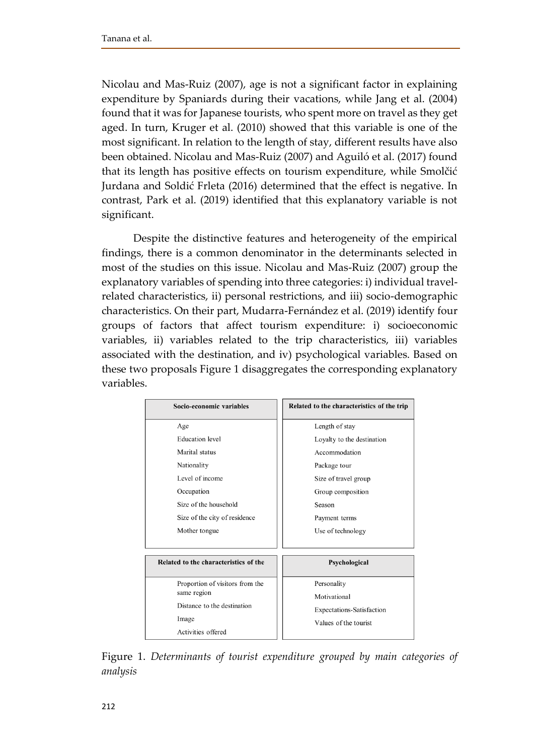Nicolau and Mas-Ruiz (2007), age is not a significant factor in explaining expenditure by Spaniards during their vacations, while Jang et al. (2004) found that it was for Japanese tourists, who spent more on travel as they get aged. In turn, Kruger et al. (2010) showed that this variable is one of the most significant. In relation to the length of stay, different results have also been obtained. Nicolau and Mas-Ruiz (2007) and Aguiló et al. (2017) found that its length has positive effects on tourism expenditure, while Smolčić Jurdana and Soldić Frleta (2016) determined that the effect is negative. In contrast, Park et al. (2019) identified that this explanatory variable is not significant.

Despite the distinctive features and heterogeneity of the empirical findings, there is a common denominator in the determinants selected in most of the studies on this issue. Nicolau and Mas-Ruiz (2007) group the explanatory variables of spending into three categories: i) individual travel-related characteristics, ii) personal restrictions, and iii) socio-demographic characteristics. On their part, Mudarra-Fernández et al. (2019) identify four groups of factors that affect tourism expenditure: i) socioeconomic variables, ii) variables related to the trip characteristics, iii) variables associated with the destination, and iv) psychological variables. Based on these two proposals Figure 1 disaggregates the corresponding explanatory variables.

| Socio-economic variables | Related to the characteristics of the trip |
|---|---|
| Age | Length of stay |
| Education level | Loyalty to the destination |
| Marital status | Accommodation |
| Nationality | Package tour |
| Level of income | Size of travel group |
| Occupation | Group composition |
| Size of the household | Season |
| Size of the city of residence | Payment terms |
| Mother tongue | Use of technology |

| Related to the characteristics of the | Psychological |
|---|---|
| Proportion of visitors from the same region | Personality |
| Distance to the destination | Motivational |
| Image | Expectations-Satisfaction |
| Activities offered | Values of the tourist |

Figure 1. *Determinants of tourist expenditure grouped by main categories of analysis*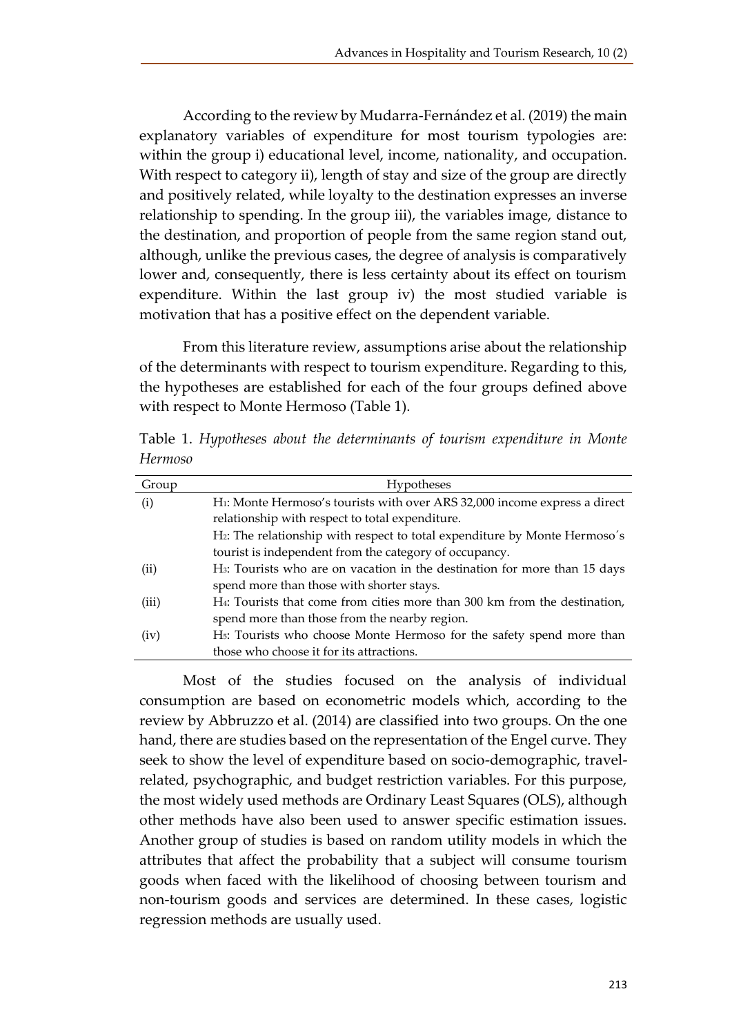According to the review by Mudarra-Fernández et al. (2019) the main explanatory variables of expenditure for most tourism typologies are: within the group i) educational level, income, nationality, and occupation. With respect to category ii), length of stay and size of the group are directly and positively related, while loyalty to the destination expresses an inverse relationship to spending. In the group iii), the variables image, distance to the destination, and proportion of people from the same region stand out, although, unlike the previous cases, the degree of analysis is comparatively lower and, consequently, there is less certainty about its effect on tourism expenditure. Within the last group iv) the most studied variable is motivation that has a positive effect on the dependent variable.

From this literature review, assumptions arise about the relationship of the determinants with respect to tourism expenditure. Regarding to this, the hypotheses are established for each of the four groups defined above with respect to Monte Hermoso (Table 1).

Table 1. *Hypotheses about the determinants of tourism expenditure in Monte Hermoso*

| Group | Hypotheses |
|---|---|
| (i) | $H_1$: Monte Hermoso's tourists with over ARS 32,000 income express a direct relationship with respect to total expenditure. |
| | $H_2$: The relationship with respect to total expenditure by Monte Hermoso´s tourist is independent from the category of occupancy. |
| (ii) | $H_3$: Tourists who are on vacation in the destination for more than 15 days spend more than those with shorter stays. |
| (iii) | $H_4$: Tourists that come from cities more than 300 km from the destination, spend more than those from the nearby region. |
| (iv) | $H_5$: Tourists who choose Monte Hermoso for the safety spend more than those who choose it for its attractions. |

Most of the studies focused on the analysis of individual consumption are based on econometric models which, according to the review by Abbruzzo et al. (2014) are classified into two groups. On the one hand, there are studies based on the representation of the Engel curve. They seek to show the level of expenditure based on socio-demographic, travel-related, psychographic, and budget restriction variables. For this purpose, the most widely used methods are Ordinary Least Squares (OLS), although other methods have also been used to answer specific estimation issues. Another group of studies is based on random utility models in which the attributes that affect the probability that a subject will consume tourism goods when faced with the likelihood of choosing between tourism and non-tourism goods and services are determined. In these cases, logistic regression methods are usually used.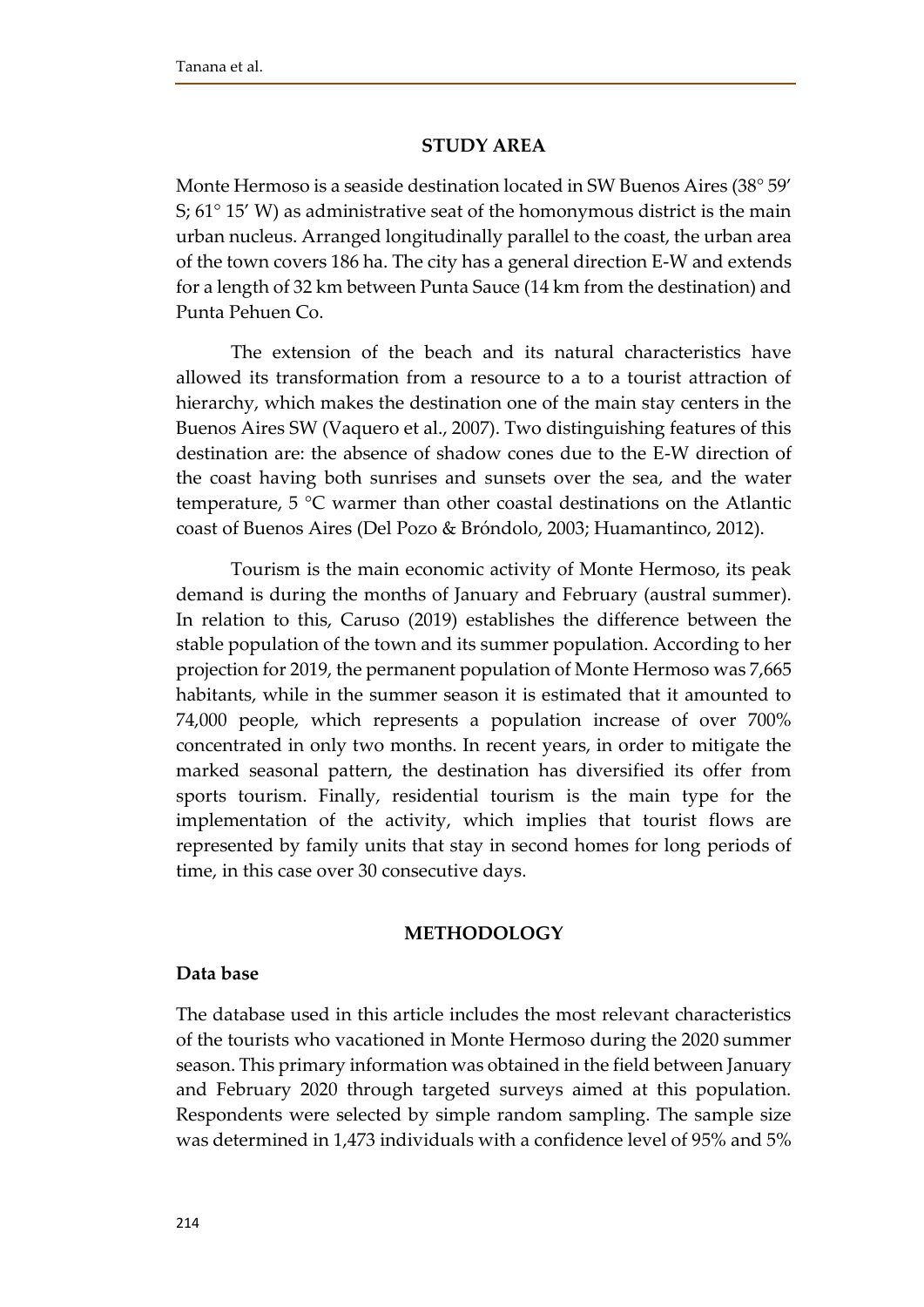## STUDY AREA

Monte Hermoso is a seaside destination located in SW Buenos Aires (38° 59′ S; 61° 15′ W) as administrative seat of the homonymous district is the main urban nucleus. Arranged longitudinally parallel to the coast, the urban area of the town covers 186 ha. The city has a general direction E-W and extends for a length of 32 km between Punta Sauce (14 km from the destination) and Punta Pehuen Co.

The extension of the beach and its natural characteristics have allowed its transformation from a resource to a to a tourist attraction of hierarchy, which makes the destination one of the main stay centers in the Buenos Aires SW (Vaquero et al., 2007). Two distinguishing features of this destination are: the absence of shadow cones due to the E-W direction of the coast having both sunrises and sunsets over the sea, and the water temperature, 5 °C warmer than other coastal destinations on the Atlantic coast of Buenos Aires (Del Pozo & Bróndolo, 2003; Huamantinco, 2012).

Tourism is the main economic activity of Monte Hermoso, its peak demand is during the months of January and February (austral summer). In relation to this, Caruso (2019) establishes the difference between the stable population of the town and its summer population. According to her projection for 2019, the permanent population of Monte Hermoso was 7,665 habitants, while in the summer season it is estimated that it amounted to 74,000 people, which represents a population increase of over 700% concentrated in only two months. In recent years, in order to mitigate the marked seasonal pattern, the destination has diversified its offer from sports tourism. Finally, residential tourism is the main type for the implementation of the activity, which implies that tourist flows are represented by family units that stay in second homes for long periods of time, in this case over 30 consecutive days.

## METHODOLOGY

### Data base

The database used in this article includes the most relevant characteristics of the tourists who vacationed in Monte Hermoso during the 2020 summer season. This primary information was obtained in the field between January and February 2020 through targeted surveys aimed at this population. Respondents were selected by simple random sampling. The sample size was determined in 1,473 individuals with a confidence level of 95% and 5%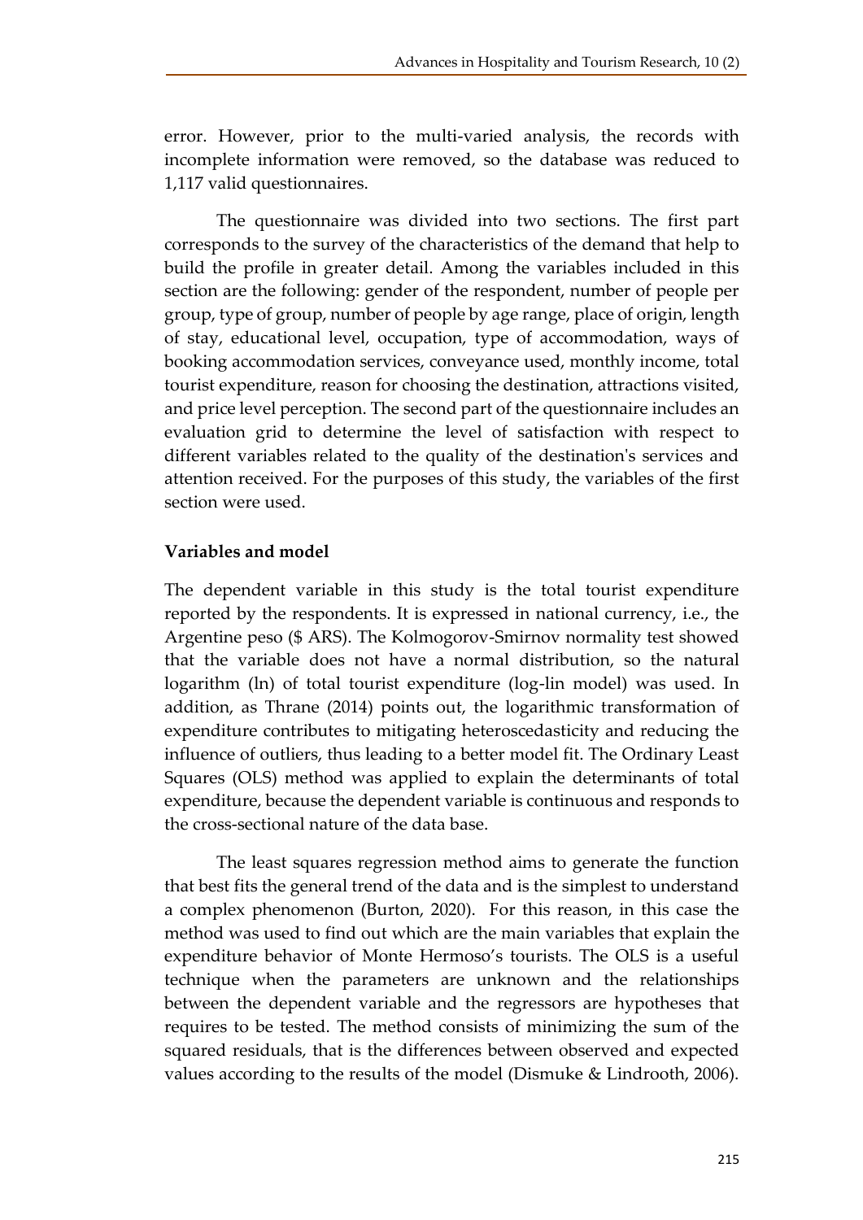error. However, prior to the multi-varied analysis, the records with incomplete information were removed, so the database was reduced to 1,117 valid questionnaires.

The questionnaire was divided into two sections. The first part corresponds to the survey of the characteristics of the demand that help to build the profile in greater detail. Among the variables included in this section are the following: gender of the respondent, number of people per group, type of group, number of people by age range, place of origin, length of stay, educational level, occupation, type of accommodation, ways of booking accommodation services, conveyance used, monthly income, total tourist expenditure, reason for choosing the destination, attractions visited, and price level perception. The second part of the questionnaire includes an evaluation grid to determine the level of satisfaction with respect to different variables related to the quality of the destination's services and attention received. For the purposes of this study, the variables of the first section were used.

## Variables and model

The dependent variable in this study is the total tourist expenditure reported by the respondents. It is expressed in national currency, i.e., the Argentine peso ($ ARS). The Kolmogorov-Smirnov normality test showed that the variable does not have a normal distribution, so the natural logarithm (ln) of total tourist expenditure (log-lin model) was used. In addition, as Thrane (2014) points out, the logarithmic transformation of expenditure contributes to mitigating heteroscedasticity and reducing the influence of outliers, thus leading to a better model fit. The Ordinary Least Squares (OLS) method was applied to explain the determinants of total expenditure, because the dependent variable is continuous and responds to the cross-sectional nature of the data base.

The least squares regression method aims to generate the function that best fits the general trend of the data and is the simplest to understand a complex phenomenon (Burton, 2020). For this reason, in this case the method was used to find out which are the main variables that explain the expenditure behavior of Monte Hermoso's tourists. The OLS is a useful technique when the parameters are unknown and the relationships between the dependent variable and the regressors are hypotheses that requires to be tested. The method consists of minimizing the sum of the squared residuals, that is the differences between observed and expected values according to the results of the model (Dismuke & Lindrooth, 2006).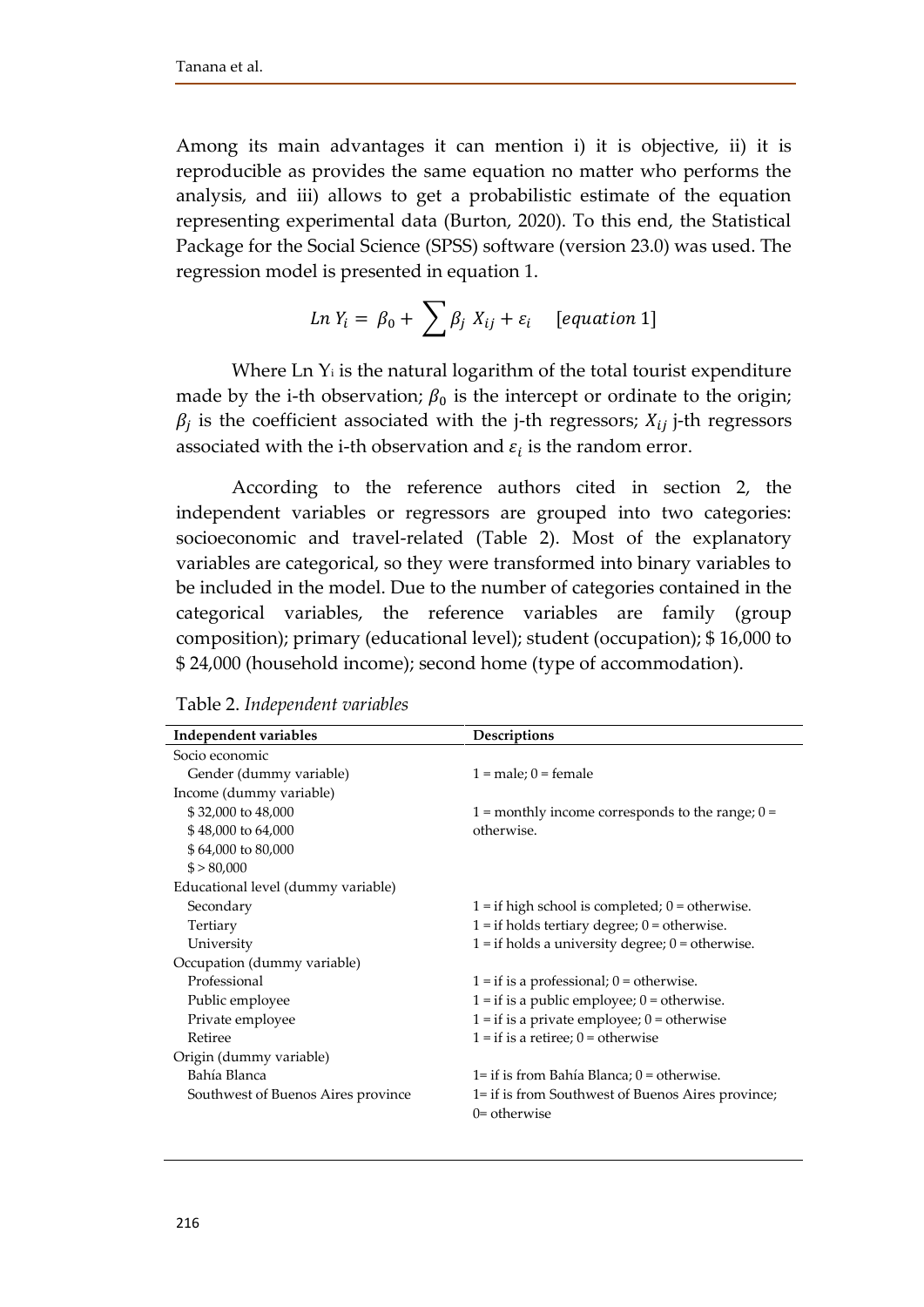Among its main advantages it can mention i) it is objective, ii) it is reproducible as provides the same equation no matter who performs the analysis, and iii) allows to get a probabilistic estimate of the equation representing experimental data (Burton, 2020). To this end, the Statistical Package for the Social Science (SPSS) software (version 23.0) was used. The regression model is presented in equation 1.

$$Ln\ Y_i = \beta_0 + \sum \beta_j\ X_{ij} + \varepsilon_i \quad [equation\ 1]$$

Where Ln $Y_i$ is the natural logarithm of the total tourist expenditure made by the i-th observation; $\beta_0$ is the intercept or ordinate to the origin; $\beta_j$ is the coefficient associated with the j-th regressors; $X_{ij}$ j-th regressors associated with the i-th observation and $\varepsilon_i$ is the random error.

According to the reference authors cited in section 2, the independent variables or regressors are grouped into two categories: socioeconomic and travel-related (Table 2). Most of the explanatory variables are categorical, so they were transformed into binary variables to be included in the model. Due to the number of categories contained in the categorical variables, the reference variables are family (group composition); primary (educational level); student (occupation); $ 16,000 to $ 24,000 (household income); second home (type of accommodation).

Table 2. *Independent variables*

| Independent variables | Descriptions |
|---|---|
| Socio economic | |
| Gender (dummy variable) | 1 = male; 0 = female |
| Income (dummy variable) | |
| $ 32,000 to 48,000 | 1 = monthly income corresponds to the range; 0 = otherwise. |
| $ 48,000 to 64,000 | |
| $ 64,000 to 80,000 | |
| $ > 80,000 | |
| Educational level (dummy variable) | |
| Secondary | 1 = if high school is completed; 0 = otherwise. |
| Tertiary | 1 = if holds tertiary degree; 0 = otherwise. |
| University | 1 = if holds a university degree; 0 = otherwise. |
| Occupation (dummy variable) | |
| Professional | 1 = if is a professional; 0 = otherwise. |
| Public employee | 1 = if is a public employee; 0 = otherwise. |
| Private employee | 1 = if is a private employee; 0 = otherwise |
| Retiree | 1 = if is a retiree; 0 = otherwise |
| Origin (dummy variable) | |
| Bahía Blanca | 1= if is from Bahía Blanca; 0 = otherwise. |
| Southwest of Buenos Aires province | 1= if is from Southwest of Buenos Aires province; 0= otherwise |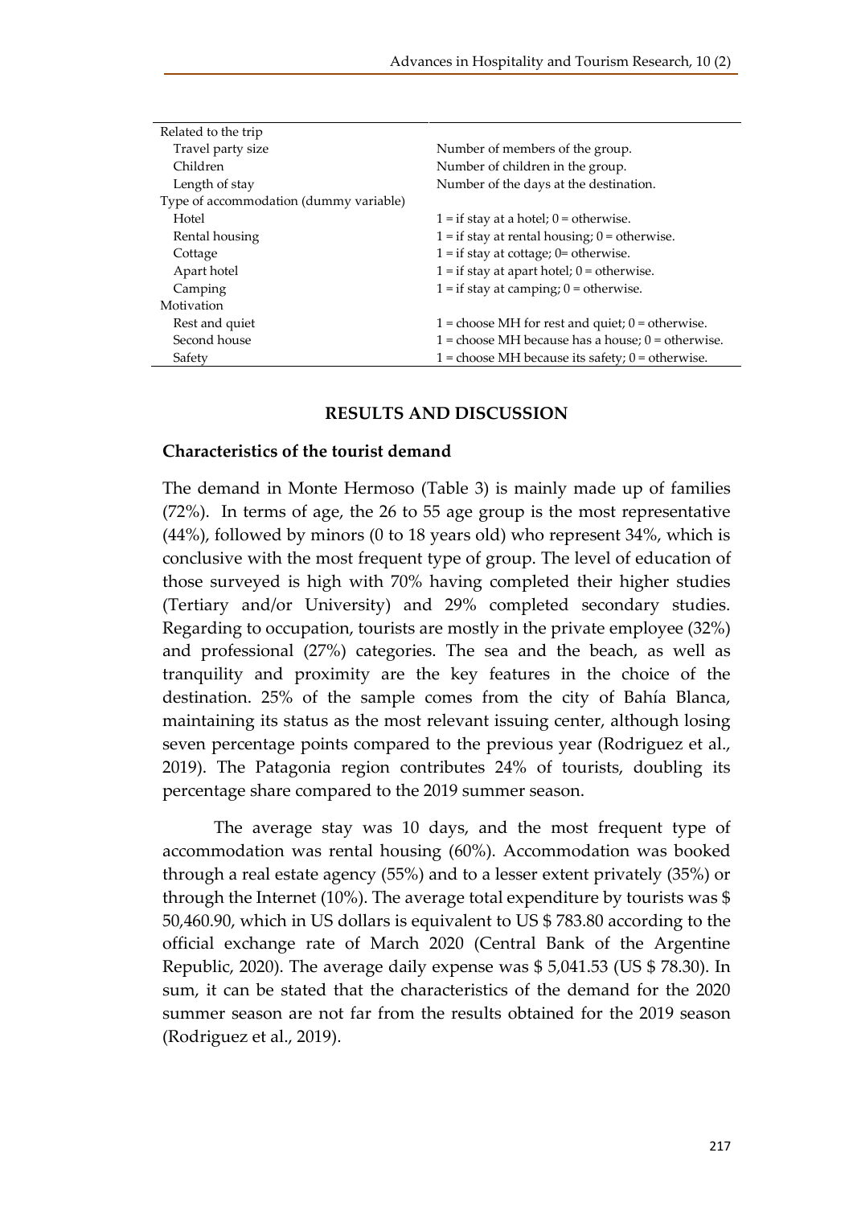| | |
|---|---|
| Related to the trip | |
| Travel party size | Number of members of the group. |
| Children | Number of children in the group. |
| Length of stay | Number of the days at the destination. |
| Type of accommodation (dummy variable) | |
| Hotel | 1 = if stay at a hotel; 0 = otherwise. |
| Rental housing | 1 = if stay at rental housing; 0 = otherwise. |
| Cottage | 1 = if stay at cottage; 0= otherwise. |
| Apart hotel | 1 = if stay at apart hotel; 0 = otherwise. |
| Camping | 1 = if stay at camping; 0 = otherwise. |
| Motivation | |
| Rest and quiet | 1 = choose MH for rest and quiet; 0 = otherwise. |
| Second house | 1 = choose MH because has a house; 0 = otherwise. |
| Safety | 1 = choose MH because its safety; 0 = otherwise. |

## RESULTS AND DISCUSSION

### Characteristics of the tourist demand

The demand in Monte Hermoso (Table 3) is mainly made up of families (72%). In terms of age, the 26 to 55 age group is the most representative (44%), followed by minors (0 to 18 years old) who represent 34%, which is conclusive with the most frequent type of group. The level of education of those surveyed is high with 70% having completed their higher studies (Tertiary and/or University) and 29% completed secondary studies. Regarding to occupation, tourists are mostly in the private employee (32%) and professional (27%) categories. The sea and the beach, as well as tranquility and proximity are the key features in the choice of the destination. 25% of the sample comes from the city of Bahía Blanca, maintaining its status as the most relevant issuing center, although losing seven percentage points compared to the previous year (Rodriguez et al., 2019). The Patagonia region contributes 24% of tourists, doubling its percentage share compared to the 2019 summer season.

The average stay was 10 days, and the most frequent type of accommodation was rental housing (60%). Accommodation was booked through a real estate agency (55%) and to a lesser extent privately (35%) or through the Internet (10%). The average total expenditure by tourists was $ 50,460.90, which in US dollars is equivalent to US $ 783.80 according to the official exchange rate of March 2020 (Central Bank of the Argentine Republic, 2020). The average daily expense was $ 5,041.53 (US $ 78.30). In sum, it can be stated that the characteristics of the demand for the 2020 summer season are not far from the results obtained for the 2019 season (Rodriguez et al., 2019).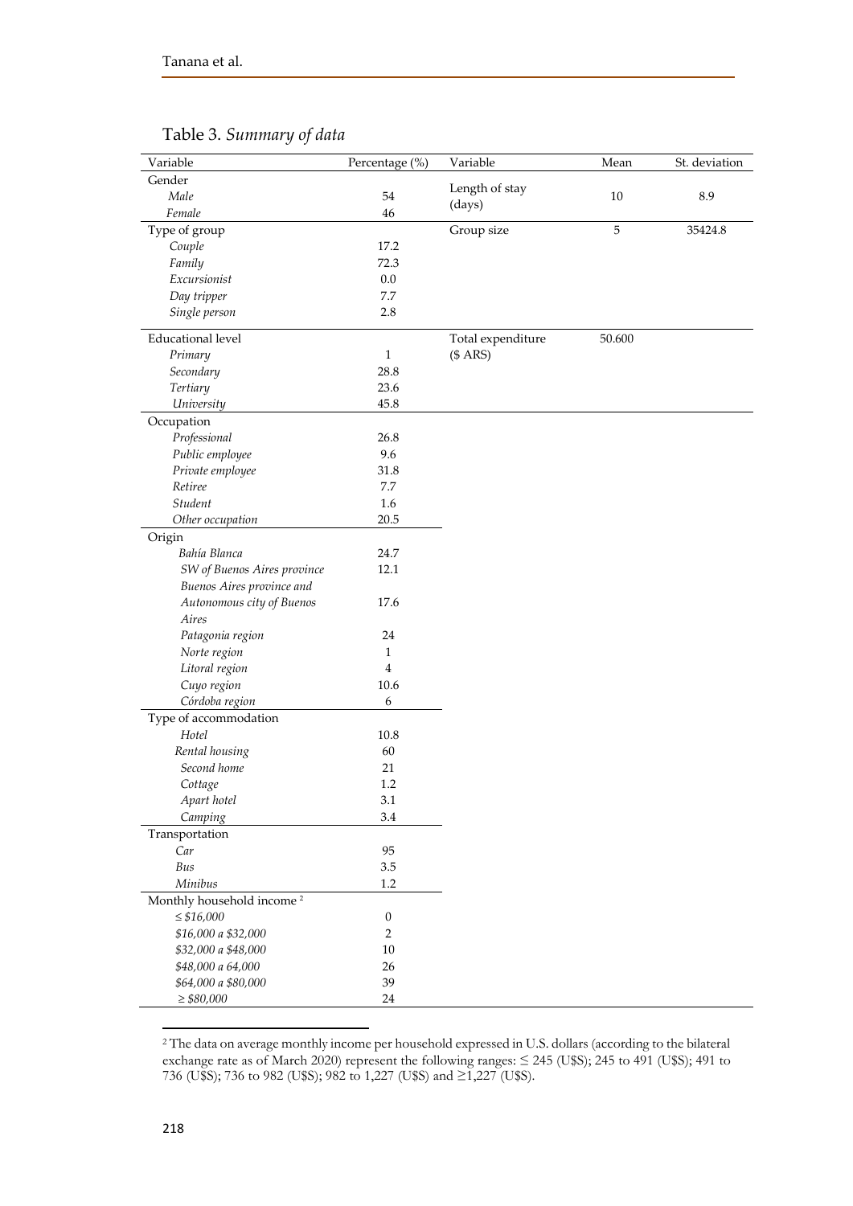Table 3. *Summary of data*

| Variable | Percentage (%) | Variable | Mean | St. deviation |
|---|---|---|---|---|
| Gender | | Length of stay (days) | 10 | 8.9 |
| *Male* | 54 | | | |
| *Female* | 46 | | | |
| Type of group | | Group size | 5 | 35424.8 |
| *Couple* | 17.2 | | | |
| *Family* | 72.3 | | | |
| *Excursionist* | 0.0 | | | |
| *Day tripper* | 7.7 | | | |
| *Single person* | 2.8 | | | |
| Educational level | | Total expenditure ($ ARS) | 50.600 | |
| *Primary* | 1 | | | |
| *Secondary* | 28.8 | | | |
| *Tertiary* | 23.6 | | | |
| *University* | 45.8 | | | |
| Occupation | | | | |
| *Professional* | 26.8 | | | |
| *Public employee* | 9.6 | | | |
| *Private employee* | 31.8 | | | |
| *Retiree* | 7.7 | | | |
| *Student* | 1.6 | | | |
| *Other occupation* | 20.5 | | | |
| Origin | | | | |
| *Bahía Blanca* | 24.7 | | | |
| *SW of Buenos Aires province* | 12.1 | | | |
| *Buenos Aires province and Autonomous city of Buenos Aires* | 17.6 | | | |
| *Patagonia region* | 24 | | | |
| *Norte region* | 1 | | | |
| *Litoral region* | 4 | | | |
| *Cuyo region* | 10.6 | | | |
| *Córdoba region* | 6 | | | |
| Type of accommodation | | | | |
| *Hotel* | 10.8 | | | |
| *Rental housing* | 60 | | | |
| *Second home* | 21 | | | |
| *Cottage* | 1.2 | | | |
| *Apart hotel* | 3.1 | | | |
| *Camping* | 3.4 | | | |
| Transportation | | | | |
| *Car* | 95 | | | |
| *Bus* | 3.5 | | | |
| *Minibus* | 1.2 | | | |
| Monthly household income [2] | | | | |
| *≤ $16,000* | 0 | | | |
| *$16,000 a $32,000* | 2 | | | |
| *$32,000 a $48,000* | 10 | | | |
| *$48,000 a 64,000* | 26 | | | |
| *$64,000 a $80,000* | 39 | | | |
| *≥ $80,000* | 24 | | | |

[2] The data on average monthly income per household expressed in U.S. dollars (according to the bilateral exchange rate as of March 2020) represent the following ranges: ≤ 245 (U$S); 245 to 491 (U$S); 491 to 736 (U$S); 736 to 982 (U$S); 982 to 1,227 (U$S) and ≥1,227 (U$S).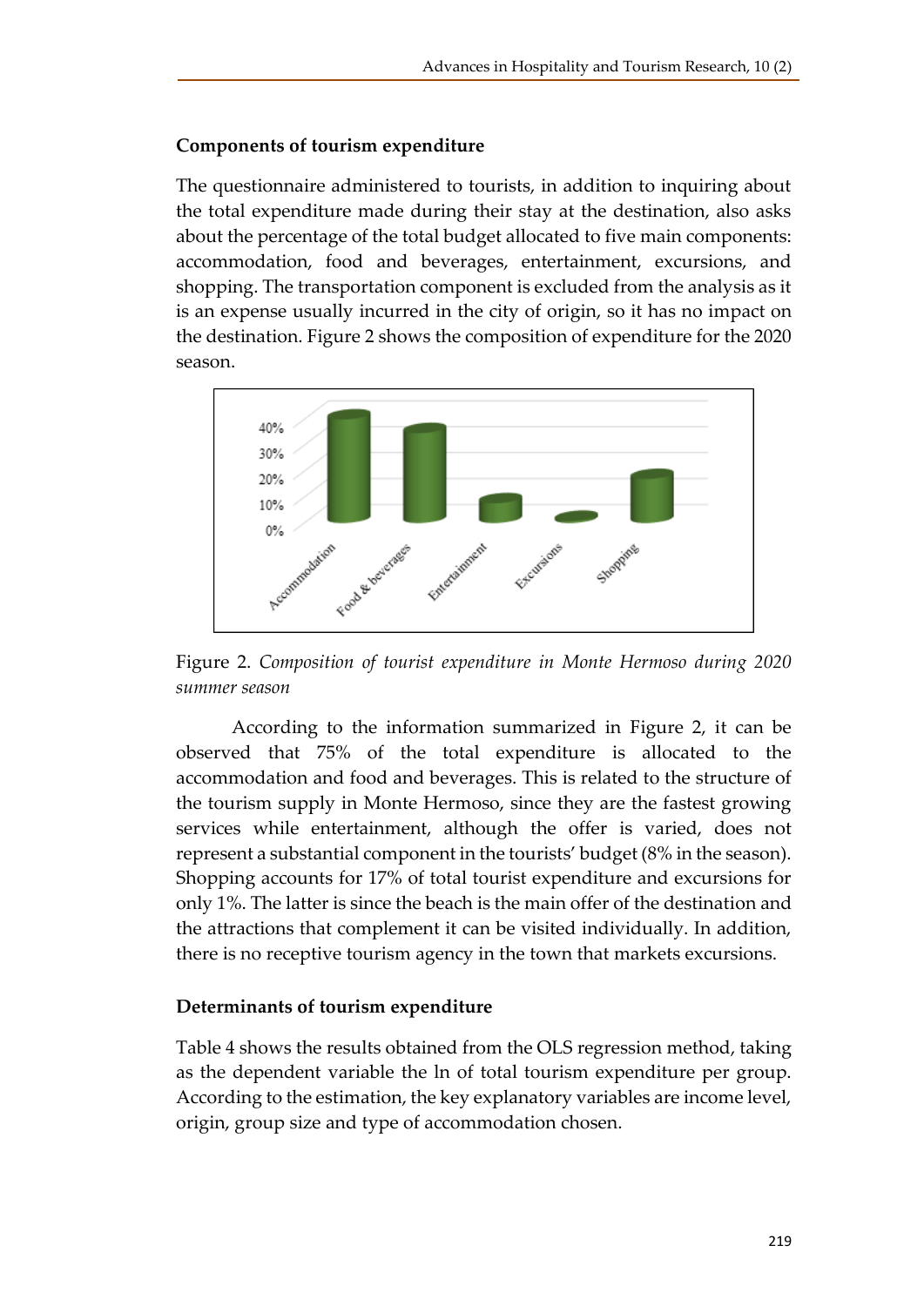### Components of tourism expenditure

The questionnaire administered to tourists, in addition to inquiring about the total expenditure made during their stay at the destination, also asks about the percentage of the total budget allocated to five main components: accommodation, food and beverages, entertainment, excursions, and shopping. The transportation component is excluded from the analysis as it is an expense usually incurred in the city of origin, so it has no impact on the destination. Figure 2 shows the composition of expenditure for the 2020 season.

Figure 2. *Composition of tourist expenditure in Monte Hermoso during 2020 summer season*

According to the information summarized in Figure 2, it can be observed that 75% of the total expenditure is allocated to the accommodation and food and beverages. This is related to the structure of the tourism supply in Monte Hermoso, since they are the fastest growing services while entertainment, although the offer is varied, does not represent a substantial component in the tourists' budget (8% in the season). Shopping accounts for 17% of total tourist expenditure and excursions for only 1%. The latter is since the beach is the main offer of the destination and the attractions that complement it can be visited individually. In addition, there is no receptive tourism agency in the town that markets excursions.

### Determinants of tourism expenditure

Table 4 shows the results obtained from the OLS regression method, taking as the dependent variable the ln of total tourism expenditure per group. According to the estimation, the key explanatory variables are income level, origin, group size and type of accommodation chosen.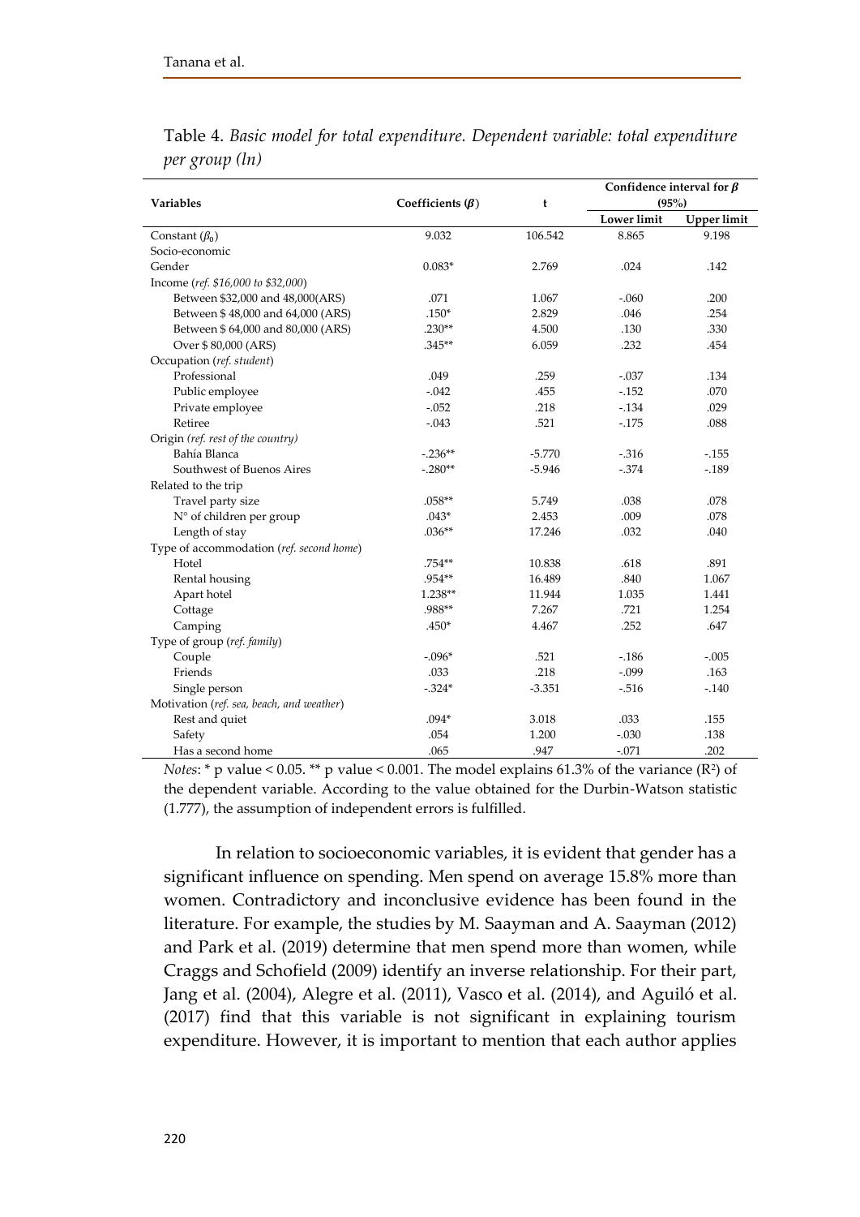Table 4. *Basic model for total expenditure. Dependent variable: total expenditure per group (ln)*

| Variables | Coefficients ($\beta$) | t | Confidence interval for $\beta$ (95%) | |
|---|---|---|---|---|
| | | | Lower limit | Upper limit |
| Constant ($\beta_0$) | 9.032 | 106.542 | 8.865 | 9.198 |
| Socio-economic | | | | |
| Gender | 0.083* | 2.769 | .024 | .142 |
| Income (*ref. $16,000 to $32,000*) | | | | |
| Between $32,000 and 48,000(ARS) | .071 | 1.067 | -.060 | .200 |
| Between $ 48,000 and 64,000 (ARS) | .150* | 2.829 | .046 | .254 |
| Between $ 64,000 and 80,000 (ARS) | .230** | 4.500 | .130 | .330 |
| Over $ 80,000 (ARS) | .345** | 6.059 | .232 | .454 |
| Occupation (*ref. student*) | | | | |
| Professional | .049 | .259 | -.037 | .134 |
| Public employee | -.042 | .455 | -.152 | .070 |
| Private employee | -.052 | .218 | -.134 | .029 |
| Retiree | -.043 | .521 | -.175 | .088 |
| Origin (*ref. rest of the country*) | | | | |
| Bahía Blanca | -.236** | -5.770 | -.316 | -.155 |
| Southwest of Buenos Aires | -.280** | -5.946 | -.374 | -.189 |
| Related to the trip | | | | |
| Travel party size | .058** | 5.749 | .038 | .078 |
| N° of children per group | .043* | 2.453 | .009 | .078 |
| Length of stay | .036** | 17.246 | .032 | .040 |
| Type of accommodation (*ref. second home*) | | | | |
| Hotel | .754** | 10.838 | .618 | .891 |
| Rental housing | .954** | 16.489 | .840 | 1.067 |
| Apart hotel | 1.238** | 11.944 | 1.035 | 1.441 |
| Cottage | .988** | 7.267 | .721 | 1.254 |
| Camping | .450* | 4.467 | .252 | .647 |
| Type of group (*ref. family*) | | | | |
| Couple | -.096* | .521 | -.186 | -.005 |
| Friends | .033 | .218 | -.099 | .163 |
| Single person | -.324* | -3.351 | -.516 | -.140 |
| Motivation (*ref. sea, beach, and weather*) | | | | |
| Rest and quiet | .094* | 3.018 | .033 | .155 |
| Safety | .054 | 1.200 | -.030 | .138 |
| Has a second home | .065 | .947 | -.071 | .202 |

*Notes*: * p value < 0.05. ** p value < 0.001. The model explains 61.3% of the variance ($R^2$) of the dependent variable. According to the value obtained for the Durbin-Watson statistic (1.777), the assumption of independent errors is fulfilled.

In relation to socioeconomic variables, it is evident that gender has a significant influence on spending. Men spend on average 15.8% more than women. Contradictory and inconclusive evidence has been found in the literature. For example, the studies by M. Saayman and A. Saayman (2012) and Park et al. (2019) determine that men spend more than women, while Craggs and Schofield (2009) identify an inverse relationship. For their part, Jang et al. (2004), Alegre et al. (2011), Vasco et al. (2014), and Aguiló et al. (2017) find that this variable is not significant in explaining tourism expenditure. However, it is important to mention that each author applies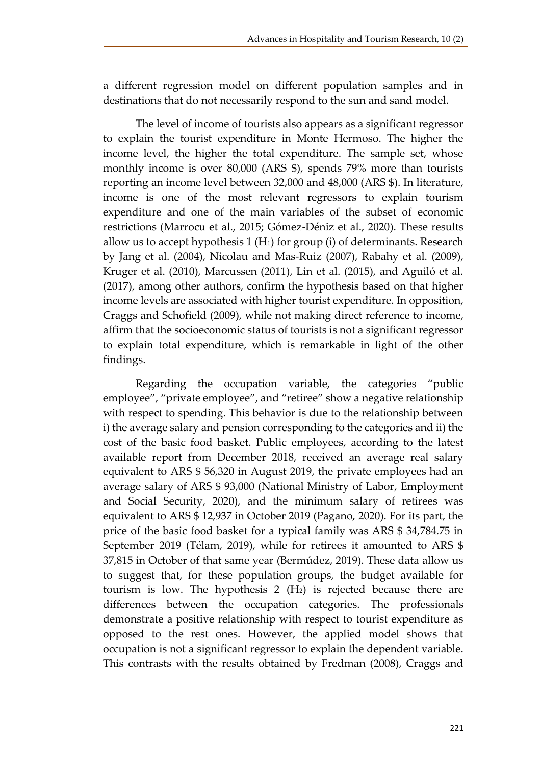a different regression model on different population samples and in destinations that do not necessarily respond to the sun and sand model.

The level of income of tourists also appears as a significant regressor to explain the tourist expenditure in Monte Hermoso. The higher the income level, the higher the total expenditure. The sample set, whose monthly income is over 80,000 (ARS $), spends 79% more than tourists reporting an income level between 32,000 and 48,000 (ARS $). In literature, income is one of the most relevant regressors to explain tourism expenditure and one of the main variables of the subset of economic restrictions (Marrocu et al., 2015; Gómez-Déniz et al., 2020). These results allow us to accept hypothesis 1 ($H_1$) for group (i) of determinants. Research by Jang et al. (2004), Nicolau and Mas-Ruiz (2007), Rabahy et al. (2009), Kruger et al. (2010), Marcussen (2011), Lin et al. (2015), and Aguiló et al. (2017), among other authors, confirm the hypothesis based on that higher income levels are associated with higher tourist expenditure. In opposition, Craggs and Schofield (2009), while not making direct reference to income, affirm that the socioeconomic status of tourists is not a significant regressor to explain total expenditure, which is remarkable in light of the other findings.

Regarding the occupation variable, the categories "public employee", "private employee", and "retiree" show a negative relationship with respect to spending. This behavior is due to the relationship between i) the average salary and pension corresponding to the categories and ii) the cost of the basic food basket. Public employees, according to the latest available report from December 2018, received an average real salary equivalent to ARS $ 56,320 in August 2019, the private employees had an average salary of ARS $ 93,000 (National Ministry of Labor, Employment and Social Security, 2020), and the minimum salary of retirees was equivalent to ARS $ 12,937 in October 2019 (Pagano, 2020). For its part, the price of the basic food basket for a typical family was ARS $ 34,784.75 in September 2019 (Télam, 2019), while for retirees it amounted to ARS $ 37,815 in October of that same year (Bermúdez, 2019). These data allow us to suggest that, for these population groups, the budget available for tourism is low. The hypothesis 2 ($H_2$) is rejected because there are differences between the occupation categories. The professionals demonstrate a positive relationship with respect to tourist expenditure as opposed to the rest ones. However, the applied model shows that occupation is not a significant regressor to explain the dependent variable. This contrasts with the results obtained by Fredman (2008), Craggs and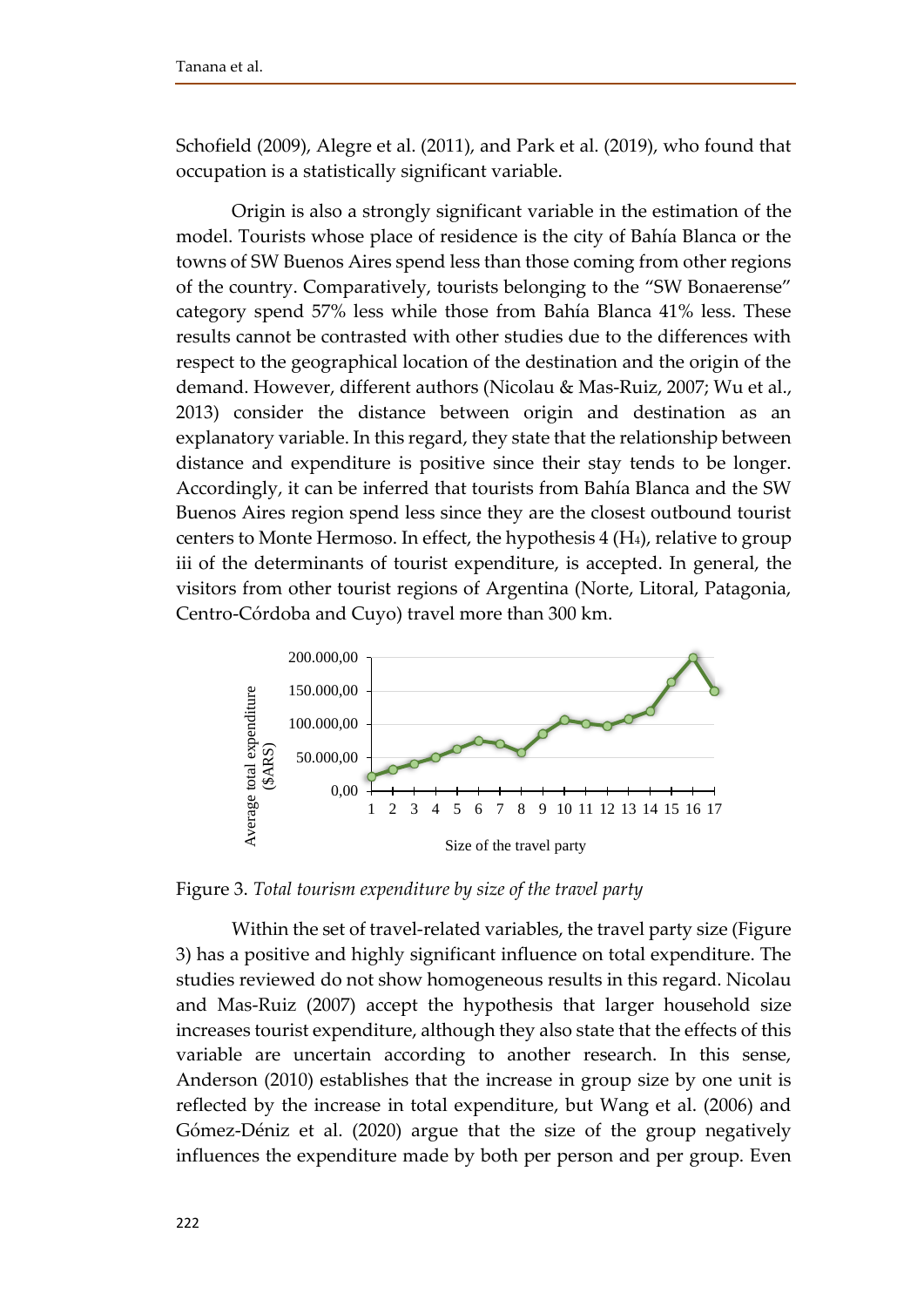Schofield (2009), Alegre et al. (2011), and Park et al. (2019), who found that occupation is a statistically significant variable.

Origin is also a strongly significant variable in the estimation of the model. Tourists whose place of residence is the city of Bahía Blanca or the towns of SW Buenos Aires spend less than those coming from other regions of the country. Comparatively, tourists belonging to the "SW Bonaerense" category spend 57% less while those from Bahía Blanca 41% less. These results cannot be contrasted with other studies due to the differences with respect to the geographical location of the destination and the origin of the demand. However, different authors (Nicolau & Mas-Ruiz, 2007; Wu et al., 2013) consider the distance between origin and destination as an explanatory variable. In this regard, they state that the relationship between distance and expenditure is positive since their stay tends to be longer. Accordingly, it can be inferred that tourists from Bahía Blanca and the SW Buenos Aires region spend less since they are the closest outbound tourist centers to Monte Hermoso. In effect, the hypothesis 4 ($H_4$), relative to group iii of the determinants of tourist expenditure, is accepted. In general, the visitors from other tourist regions of Argentina (Norte, Litoral, Patagonia, Centro-Córdoba and Cuyo) travel more than 300 km.

Figure 3. *Total tourism expenditure by size of the travel party*

Within the set of travel-related variables, the travel party size (Figure 3) has a positive and highly significant influence on total expenditure. The studies reviewed do not show homogeneous results in this regard. Nicolau and Mas-Ruiz (2007) accept the hypothesis that larger household size increases tourist expenditure, although they also state that the effects of this variable are uncertain according to another research. In this sense, Anderson (2010) establishes that the increase in group size by one unit is reflected by the increase in total expenditure, but Wang et al. (2006) and Gómez-Déniz et al. (2020) argue that the size of the group negatively influences the expenditure made by both per person and per group. Even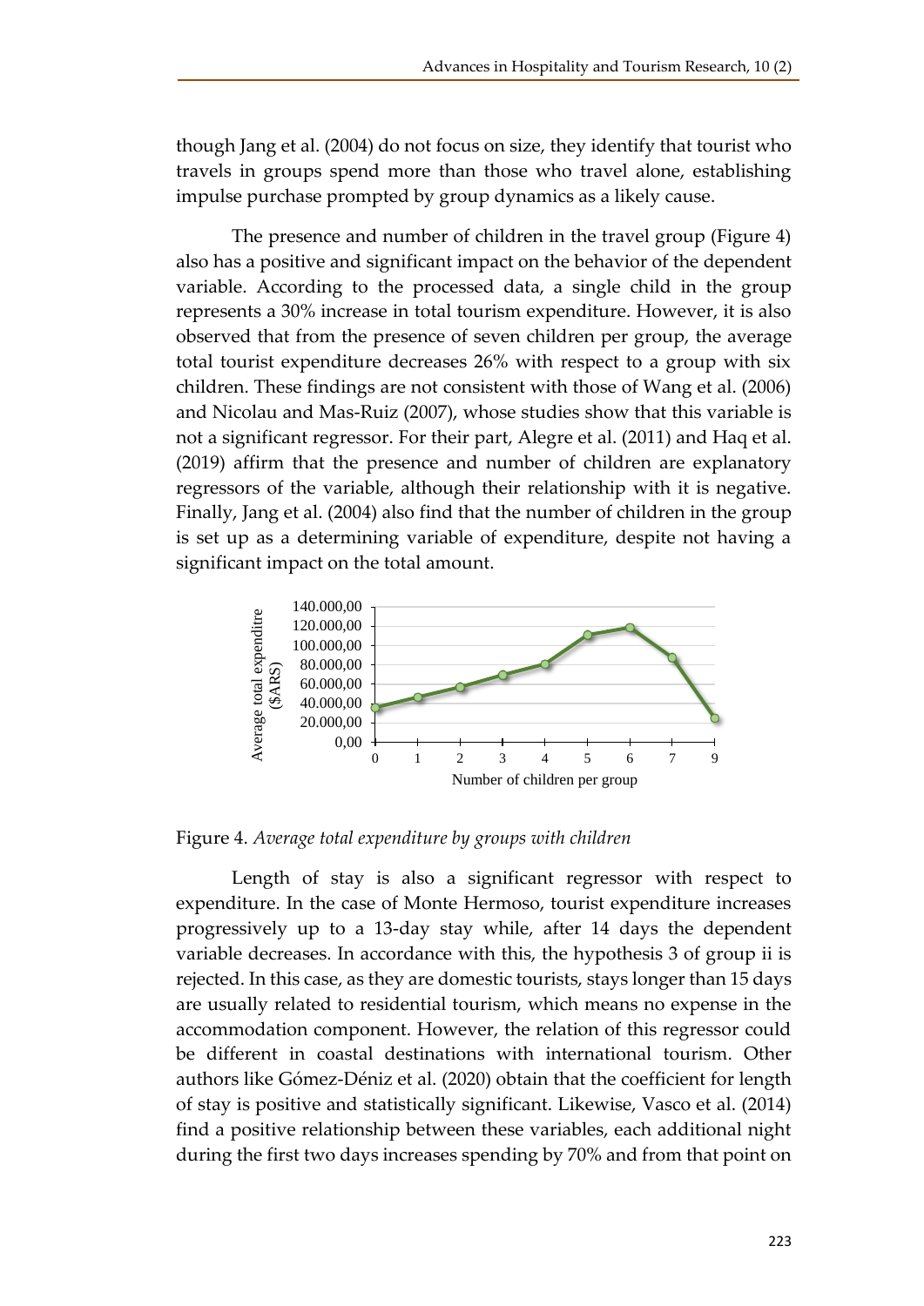though Jang et al. (2004) do not focus on size, they identify that tourist who travels in groups spend more than those who travel alone, establishing impulse purchase prompted by group dynamics as a likely cause.

The presence and number of children in the travel group (Figure 4) also has a positive and significant impact on the behavior of the dependent variable. According to the processed data, a single child in the group represents a 30% increase in total tourism expenditure. However, it is also observed that from the presence of seven children per group, the average total tourist expenditure decreases 26% with respect to a group with six children. These findings are not consistent with those of Wang et al. (2006) and Nicolau and Mas-Ruiz (2007), whose studies show that this variable is not a significant regressor. For their part, Alegre et al. (2011) and Haq et al. (2019) affirm that the presence and number of children are explanatory regressors of the variable, although their relationship with it is negative. Finally, Jang et al. (2004) also find that the number of children in the group is set up as a determining variable of expenditure, despite not having a significant impact on the total amount.

Figure 4. *Average total expenditure by groups with children*

Length of stay is also a significant regressor with respect to expenditure. In the case of Monte Hermoso, tourist expenditure increases progressively up to a 13-day stay while, after 14 days the dependent variable decreases. In accordance with this, the hypothesis 3 of group ii is rejected. In this case, as they are domestic tourists, stays longer than 15 days are usually related to residential tourism, which means no expense in the accommodation component. However, the relation of this regressor could be different in coastal destinations with international tourism. Other authors like Gómez-Déniz et al. (2020) obtain that the coefficient for length of stay is positive and statistically significant. Likewise, Vasco et al. (2014) find a positive relationship between these variables, each additional night during the first two days increases spending by 70% and from that point on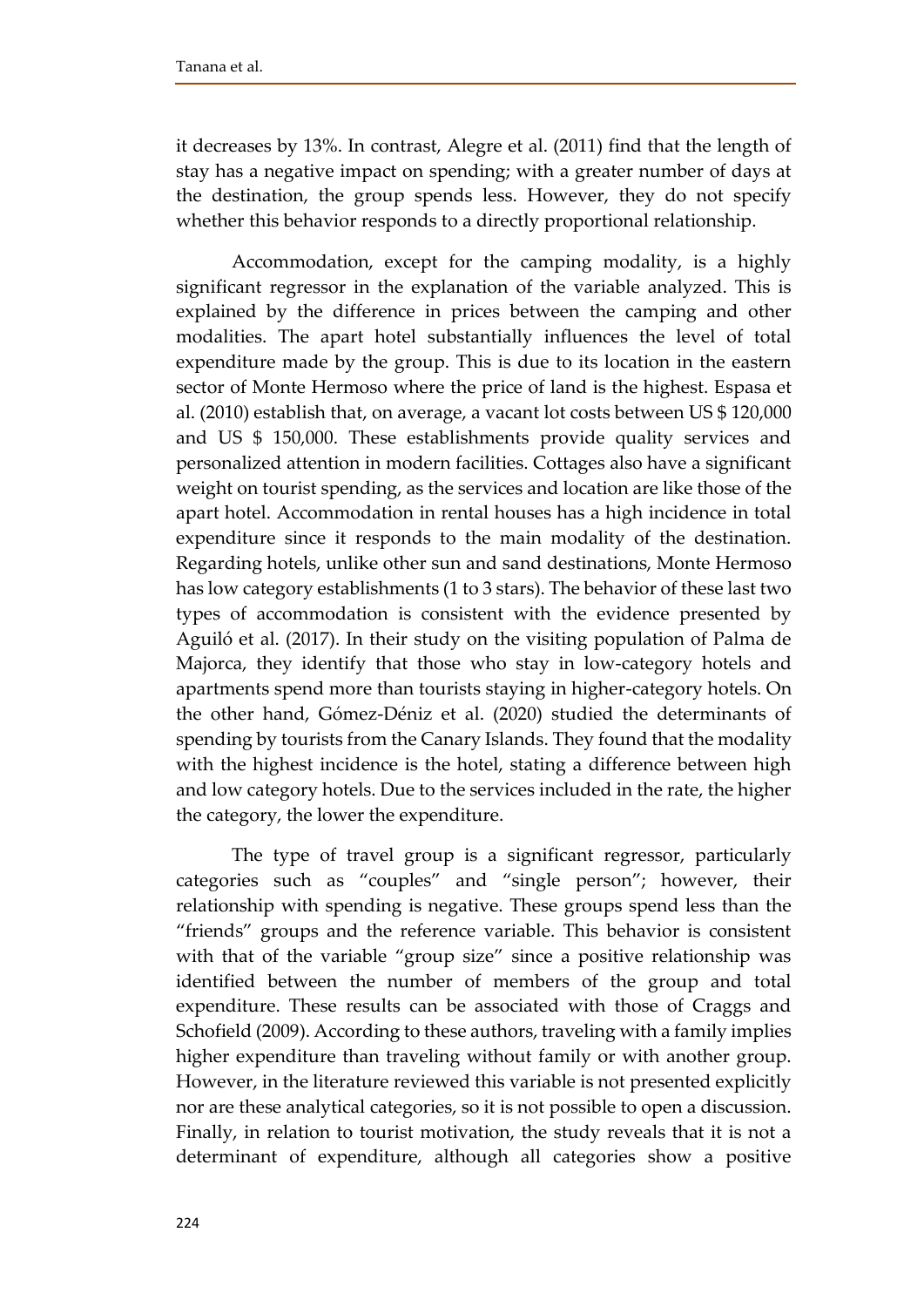it decreases by 13%. In contrast, Alegre et al. (2011) find that the length of stay has a negative impact on spending; with a greater number of days at the destination, the group spends less. However, they do not specify whether this behavior responds to a directly proportional relationship.

Accommodation, except for the camping modality, is a highly significant regressor in the explanation of the variable analyzed. This is explained by the difference in prices between the camping and other modalities. The apart hotel substantially influences the level of total expenditure made by the group. This is due to its location in the eastern sector of Monte Hermoso where the price of land is the highest. Espasa et al. (2010) establish that, on average, a vacant lot costs between US $ 120,000 and US $ 150,000. These establishments provide quality services and personalized attention in modern facilities. Cottages also have a significant weight on tourist spending, as the services and location are like those of the apart hotel. Accommodation in rental houses has a high incidence in total expenditure since it responds to the main modality of the destination. Regarding hotels, unlike other sun and sand destinations, Monte Hermoso has low category establishments (1 to 3 stars). The behavior of these last two types of accommodation is consistent with the evidence presented by Aguiló et al. (2017). In their study on the visiting population of Palma de Majorca, they identify that those who stay in low-category hotels and apartments spend more than tourists staying in higher-category hotels. On the other hand, Gómez-Déniz et al. (2020) studied the determinants of spending by tourists from the Canary Islands. They found that the modality with the highest incidence is the hotel, stating a difference between high and low category hotels. Due to the services included in the rate, the higher the category, the lower the expenditure.

The type of travel group is a significant regressor, particularly categories such as "couples" and "single person"; however, their relationship with spending is negative. These groups spend less than the "friends" groups and the reference variable. This behavior is consistent with that of the variable "group size" since a positive relationship was identified between the number of members of the group and total expenditure. These results can be associated with those of Craggs and Schofield (2009). According to these authors, traveling with a family implies higher expenditure than traveling without family or with another group. However, in the literature reviewed this variable is not presented explicitly nor are these analytical categories, so it is not possible to open a discussion. Finally, in relation to tourist motivation, the study reveals that it is not a determinant of expenditure, although all categories show a positive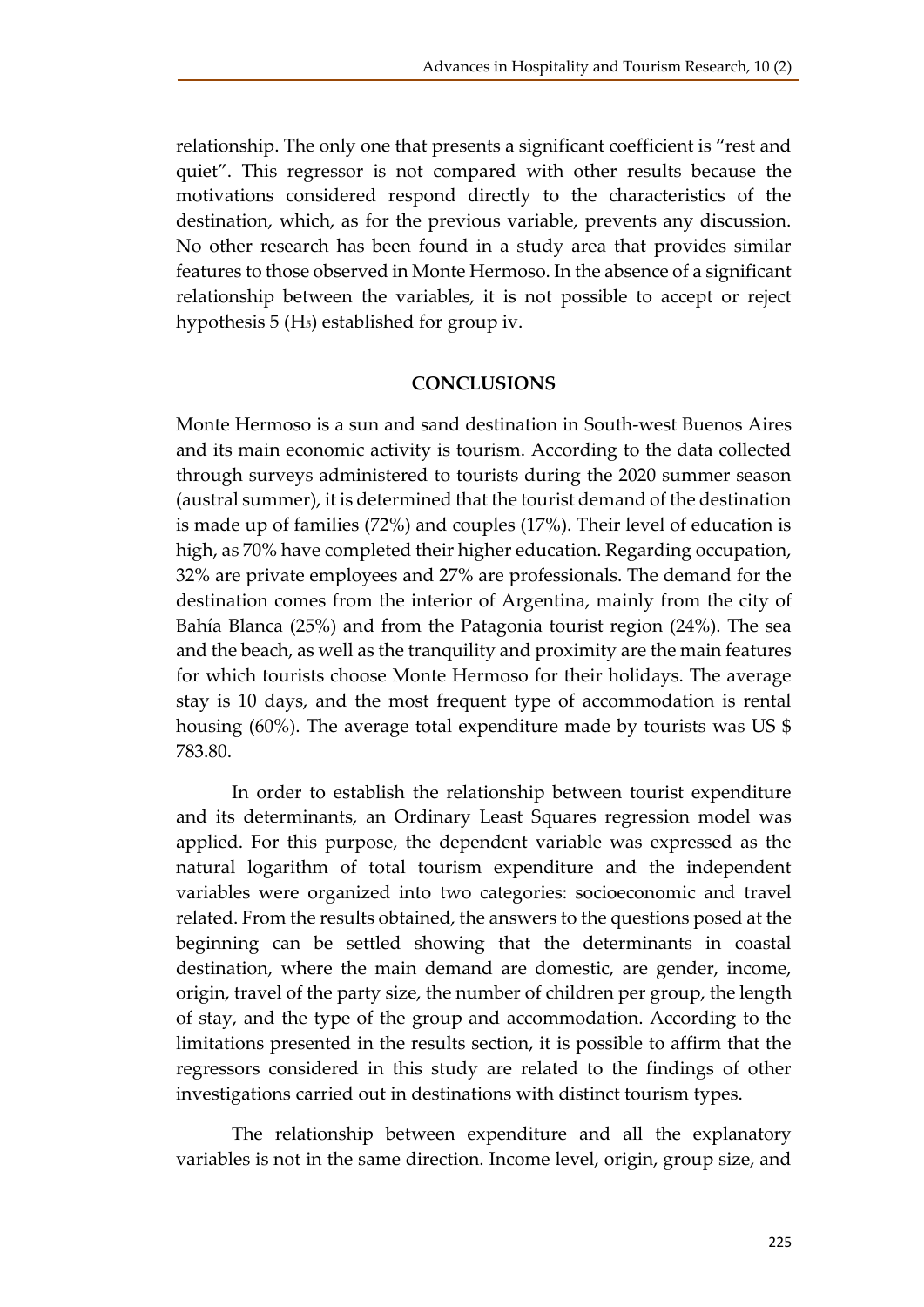relationship. The only one that presents a significant coefficient is "rest and quiet". This regressor is not compared with other results because the motivations considered respond directly to the characteristics of the destination, which, as for the previous variable, prevents any discussion. No other research has been found in a study area that provides similar features to those observed in Monte Hermoso. In the absence of a significant relationship between the variables, it is not possible to accept or reject hypothesis 5 ($H_5$) established for group iv.

## CONCLUSIONS

Monte Hermoso is a sun and sand destination in South-west Buenos Aires and its main economic activity is tourism. According to the data collected through surveys administered to tourists during the 2020 summer season (austral summer), it is determined that the tourist demand of the destination is made up of families (72%) and couples (17%). Their level of education is high, as 70% have completed their higher education. Regarding occupation, 32% are private employees and 27% are professionals. The demand for the destination comes from the interior of Argentina, mainly from the city of Bahía Blanca (25%) and from the Patagonia tourist region (24%). The sea and the beach, as well as the tranquility and proximity are the main features for which tourists choose Monte Hermoso for their holidays. The average stay is 10 days, and the most frequent type of accommodation is rental housing (60%). The average total expenditure made by tourists was US $ 783.80.

In order to establish the relationship between tourist expenditure and its determinants, an Ordinary Least Squares regression model was applied. For this purpose, the dependent variable was expressed as the natural logarithm of total tourism expenditure and the independent variables were organized into two categories: socioeconomic and travel related. From the results obtained, the answers to the questions posed at the beginning can be settled showing that the determinants in coastal destination, where the main demand are domestic, are gender, income, origin, travel of the party size, the number of children per group, the length of stay, and the type of the group and accommodation. According to the limitations presented in the results section, it is possible to affirm that the regressors considered in this study are related to the findings of other investigations carried out in destinations with distinct tourism types.

The relationship between expenditure and all the explanatory variables is not in the same direction. Income level, origin, group size, and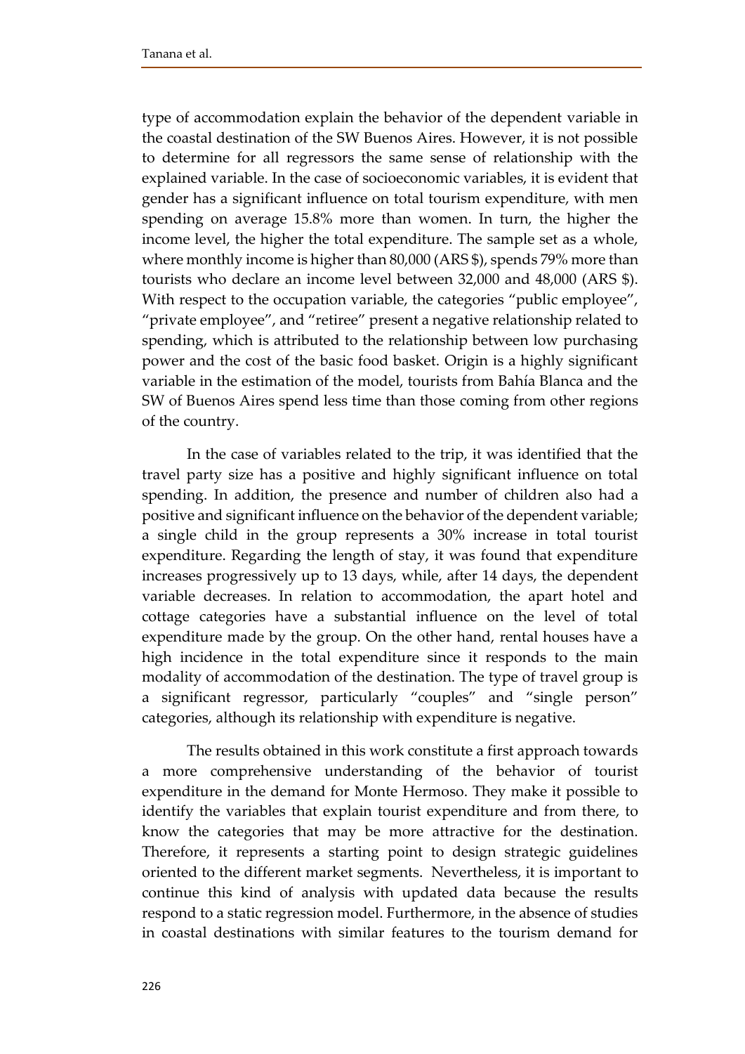type of accommodation explain the behavior of the dependent variable in the coastal destination of the SW Buenos Aires. However, it is not possible to determine for all regressors the same sense of relationship with the explained variable. In the case of socioeconomic variables, it is evident that gender has a significant influence on total tourism expenditure, with men spending on average 15.8% more than women. In turn, the higher the income level, the higher the total expenditure. The sample set as a whole, where monthly income is higher than 80,000 (ARS $), spends 79% more than tourists who declare an income level between 32,000 and 48,000 (ARS $). With respect to the occupation variable, the categories "public employee", "private employee", and "retiree" present a negative relationship related to spending, which is attributed to the relationship between low purchasing power and the cost of the basic food basket. Origin is a highly significant variable in the estimation of the model, tourists from Bahía Blanca and the SW of Buenos Aires spend less time than those coming from other regions of the country.

In the case of variables related to the trip, it was identified that the travel party size has a positive and highly significant influence on total spending. In addition, the presence and number of children also had a positive and significant influence on the behavior of the dependent variable; a single child in the group represents a 30% increase in total tourist expenditure. Regarding the length of stay, it was found that expenditure increases progressively up to 13 days, while, after 14 days, the dependent variable decreases. In relation to accommodation, the apart hotel and cottage categories have a substantial influence on the level of total expenditure made by the group. On the other hand, rental houses have a high incidence in the total expenditure since it responds to the main modality of accommodation of the destination. The type of travel group is a significant regressor, particularly "couples" and "single person" categories, although its relationship with expenditure is negative.

The results obtained in this work constitute a first approach towards a more comprehensive understanding of the behavior of tourist expenditure in the demand for Monte Hermoso. They make it possible to identify the variables that explain tourist expenditure and from there, to know the categories that may be more attractive for the destination. Therefore, it represents a starting point to design strategic guidelines oriented to the different market segments. Nevertheless, it is important to continue this kind of analysis with updated data because the results respond to a static regression model. Furthermore, in the absence of studies in coastal destinations with similar features to the tourism demand for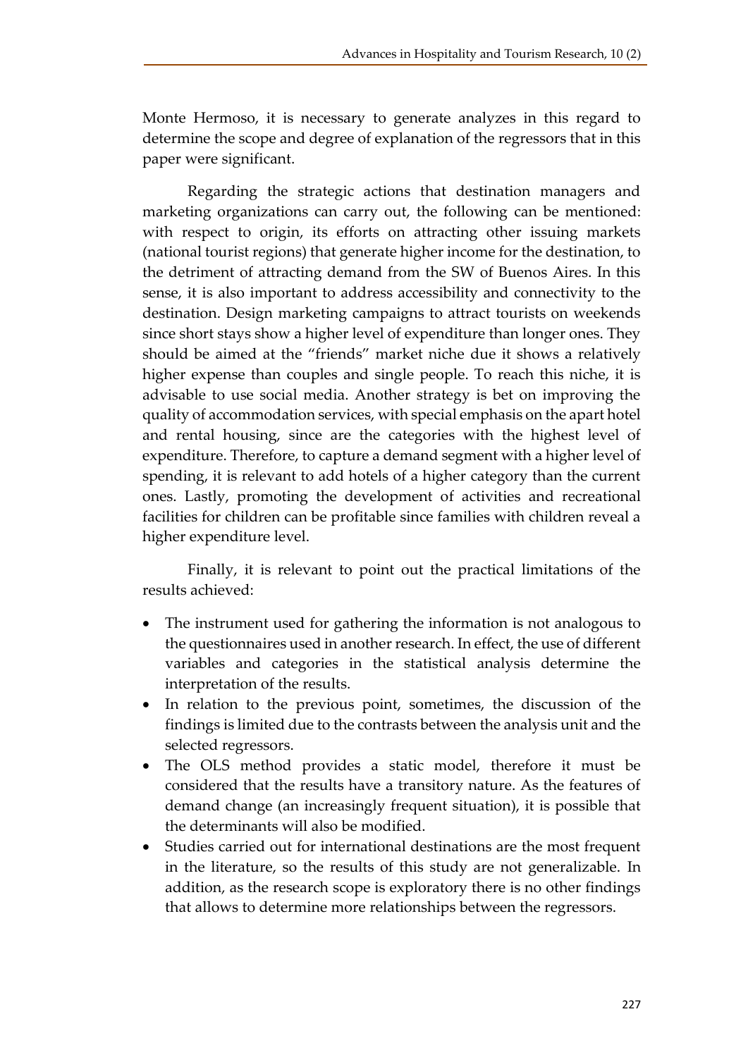Monte Hermoso, it is necessary to generate analyzes in this regard to determine the scope and degree of explanation of the regressors that in this paper were significant.

Regarding the strategic actions that destination managers and marketing organizations can carry out, the following can be mentioned: with respect to origin, its efforts on attracting other issuing markets (national tourist regions) that generate higher income for the destination, to the detriment of attracting demand from the SW of Buenos Aires. In this sense, it is also important to address accessibility and connectivity to the destination. Design marketing campaigns to attract tourists on weekends since short stays show a higher level of expenditure than longer ones. They should be aimed at the "friends" market niche due it shows a relatively higher expense than couples and single people. To reach this niche, it is advisable to use social media. Another strategy is bet on improving the quality of accommodation services, with special emphasis on the apart hotel and rental housing, since are the categories with the highest level of expenditure. Therefore, to capture a demand segment with a higher level of spending, it is relevant to add hotels of a higher category than the current ones. Lastly, promoting the development of activities and recreational facilities for children can be profitable since families with children reveal a higher expenditure level.

Finally, it is relevant to point out the practical limitations of the results achieved:

- The instrument used for gathering the information is not analogous to the questionnaires used in another research. In effect, the use of different variables and categories in the statistical analysis determine the interpretation of the results.
- In relation to the previous point, sometimes, the discussion of the findings is limited due to the contrasts between the analysis unit and the selected regressors.
- The OLS method provides a static model, therefore it must be considered that the results have a transitory nature. As the features of demand change (an increasingly frequent situation), it is possible that the determinants will also be modified.
- Studies carried out for international destinations are the most frequent in the literature, so the results of this study are not generalizable. In addition, as the research scope is exploratory there is no other findings that allows to determine more relationships between the regressors.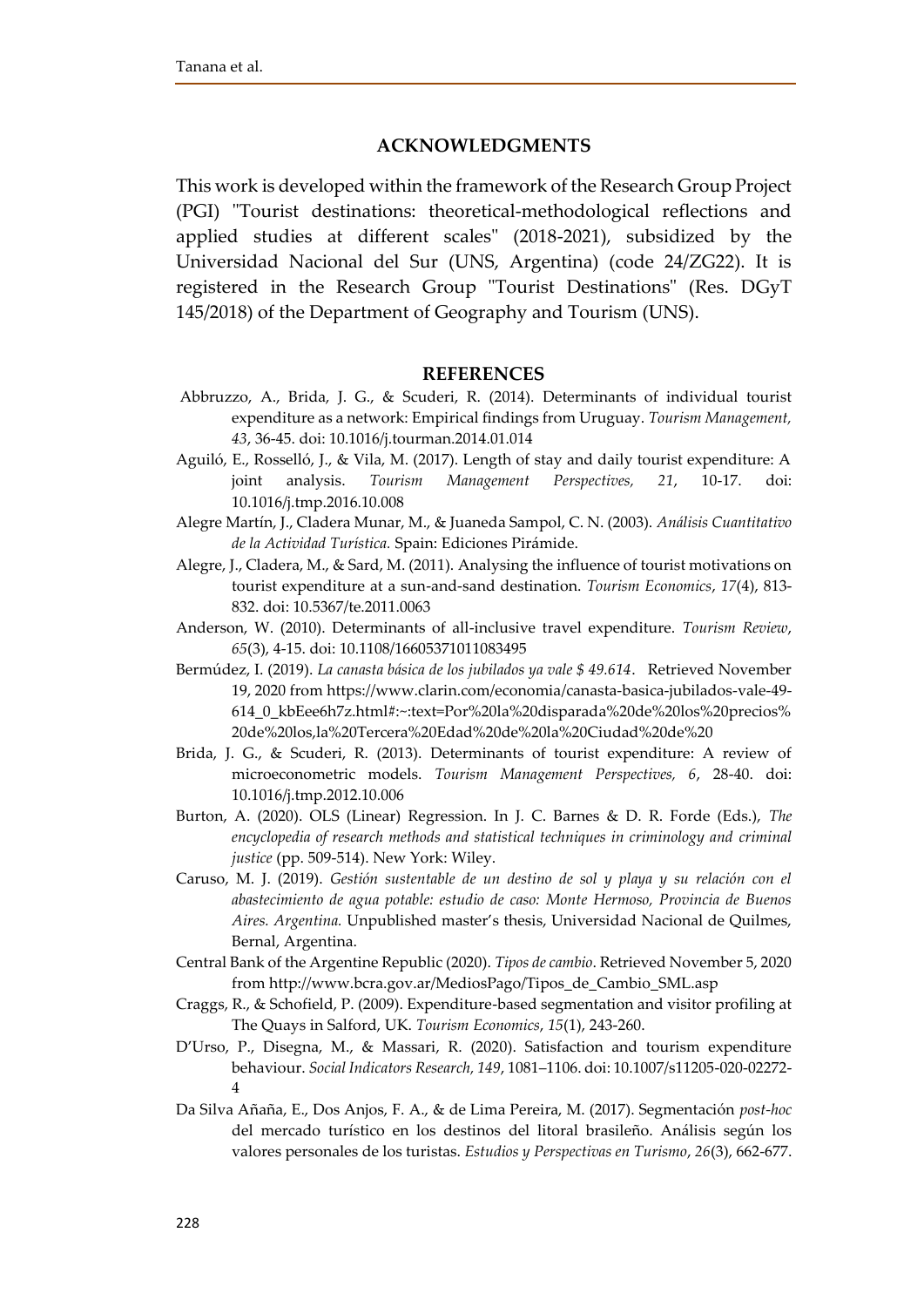## ACKNOWLEDGMENTS

This work is developed within the framework of the Research Group Project (PGI) "Tourist destinations: theoretical-methodological reflections and applied studies at different scales" (2018-2021), subsidized by the Universidad Nacional del Sur (UNS, Argentina) (code 24/ZG22). It is registered in the Research Group "Tourist Destinations" (Res. DGyT 145/2018) of the Department of Geography and Tourism (UNS).

## REFERENCES

Abbruzzo, A., Brida, J. G., & Scuderi, R. (2014). Determinants of individual tourist expenditure as a network: Empirical findings from Uruguay. *Tourism Management, 43*, 36-45. doi: 10.1016/j.tourman.2014.01.014

Aguiló, E., Rosselló, J., & Vila, M. (2017). Length of stay and daily tourist expenditure: A joint analysis. *Tourism Management Perspectives, 21*, 10-17. doi: 10.1016/j.tmp.2016.10.008

Alegre Martín, J., Cladera Munar, M., & Juaneda Sampol, C. N. (2003). *Análisis Cuantitativo de la Actividad Turística.* Spain: Ediciones Pirámide.

Alegre, J., Cladera, M., & Sard, M. (2011). Analysing the influence of tourist motivations on tourist expenditure at a sun-and-sand destination. *Tourism Economics*, *17*(4), 813-832. doi: 10.5367/te.2011.0063

Anderson, W. (2010). Determinants of all-inclusive travel expenditure. *Tourism Review*, *65*(3), 4-15. doi: 10.1108/16605371011083495

Bermúdez, I. (2019). *La canasta básica de los jubilados ya vale $ 49.614*. Retrieved November 19, 2020 from https://www.clarin.com/economia/canasta-basica-jubilados-vale-49-614_0_kbEee6h7z.html#:~:text=Por%20la%20disparada%20de%20los%20precios%20de%20los,la%20Tercera%20Edad%20de%20la%20Ciudad%20de%20

Brida, J. G., & Scuderi, R. (2013). Determinants of tourist expenditure: A review of microeconometric models. *Tourism Management Perspectives, 6*, 28-40. doi: 10.1016/j.tmp.2012.10.006

Burton, A. (2020). OLS (Linear) Regression. In J. C. Barnes & D. R. Forde (Eds.), *The encyclopedia of research methods and statistical techniques in criminology and criminal justice* (pp. 509-514). New York: Wiley.

Caruso, M. J. (2019). *Gestión sustentable de un destino de sol y playa y su relación con el abastecimiento de agua potable: estudio de caso: Monte Hermoso, Provincia de Buenos Aires. Argentina.* Unpublished master's thesis, Universidad Nacional de Quilmes, Bernal, Argentina.

Central Bank of the Argentine Republic (2020). *Tipos de cambio*. Retrieved November 5, 2020 from http://www.bcra.gov.ar/MediosPago/Tipos_de_Cambio_SML.asp

Craggs, R., & Schofield, P. (2009). Expenditure-based segmentation and visitor profiling at The Quays in Salford, UK. *Tourism Economics*, *15*(1), 243-260.

D'Urso, P., Disegna, M., & Massari, R. (2020). Satisfaction and tourism expenditure behaviour. *Social Indicators Research, 149*, 1081–1106. doi: 10.1007/s11205-020-02272-4

Da Silva Añaña, E., Dos Anjos, F. A., & de Lima Pereira, M. (2017). Segmentación *post-hoc* del mercado turístico en los destinos del litoral brasileño. Análisis según los valores personales de los turistas. *Estudios y Perspectivas en Turismo*, *26*(3), 662-677.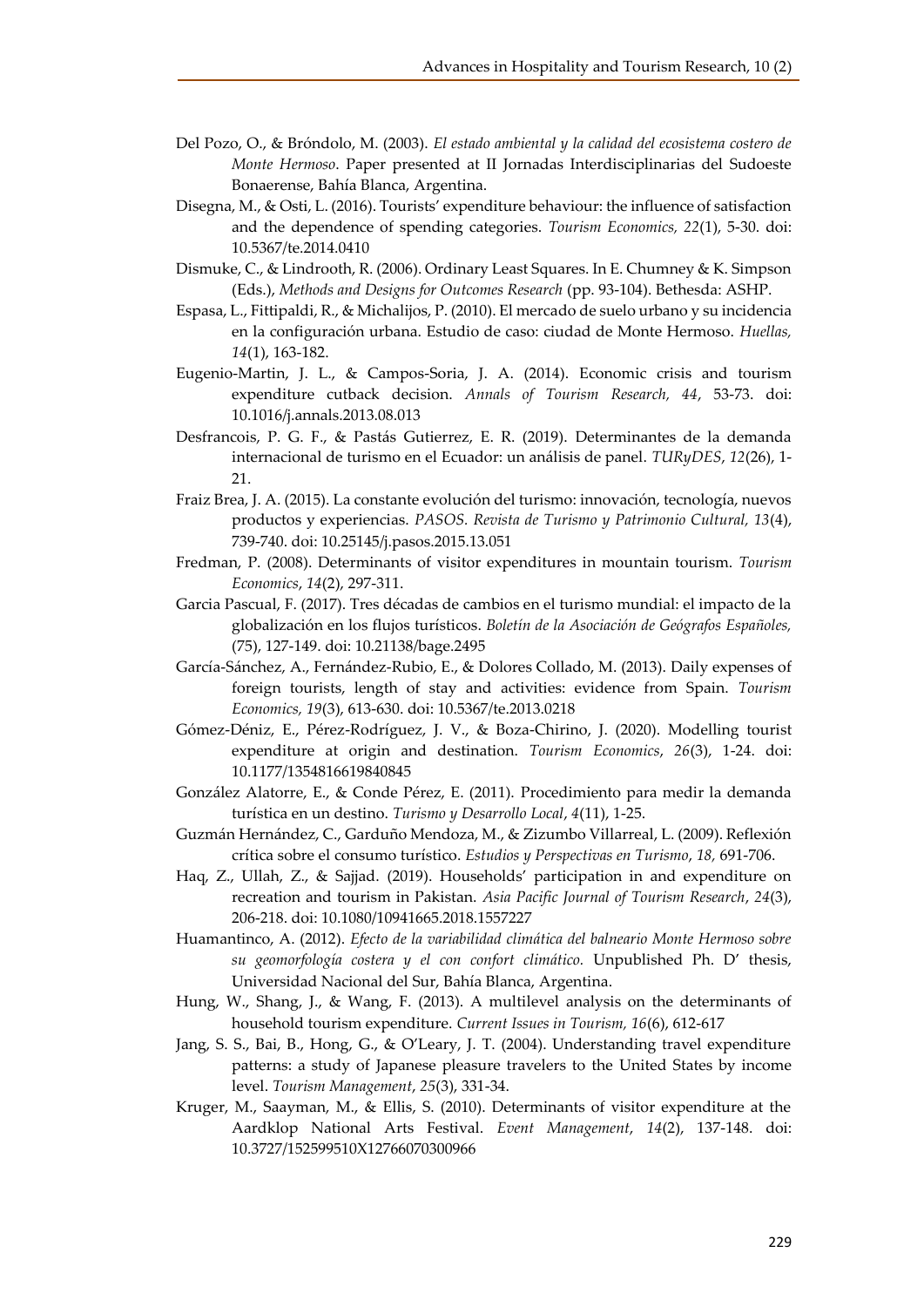Del Pozo, O., & Bróndolo, M. (2003). *El estado ambiental y la calidad del ecosistema costero de Monte Hermoso*. Paper presented at II Jornadas Interdisciplinarias del Sudoeste Bonaerense, Bahía Blanca, Argentina.

Disegna, M., & Osti, L. (2016). Tourists' expenditure behaviour: the influence of satisfaction and the dependence of spending categories. *Tourism Economics, 22*(1), 5-30. doi: 10.5367/te.2014.0410

Dismuke, C., & Lindrooth, R. (2006). Ordinary Least Squares. In E. Chumney & K. Simpson (Eds.), *Methods and Designs for Outcomes Research* (pp. 93-104). Bethesda: ASHP.

Espasa, L., Fittipaldi, R., & Michalijos, P. (2010). El mercado de suelo urbano y su incidencia en la configuración urbana. Estudio de caso: ciudad de Monte Hermoso. *Huellas, 14*(1), 163-182.

Eugenio-Martin, J. L., & Campos-Soria, J. A. (2014). Economic crisis and tourism expenditure cutback decision. *Annals of Tourism Research, 44*, 53-73. doi: 10.1016/j.annals.2013.08.013

Desfrancois, P. G. F., & Pastás Gutierrez, E. R. (2019). Determinantes de la demanda internacional de turismo en el Ecuador: un análisis de panel. *TURyDES*, *12*(26), 1-21.

Fraiz Brea, J. A. (2015). La constante evolución del turismo: innovación, tecnología, nuevos productos y experiencias. *PASOS. Revista de Turismo y Patrimonio Cultural, 13*(4), 739-740. doi: 10.25145/j.pasos.2015.13.051

Fredman, P. (2008). Determinants of visitor expenditures in mountain tourism. *Tourism Economics*, *14*(2), 297-311.

Garcia Pascual, F. (2017). Tres décadas de cambios en el turismo mundial: el impacto de la globalización en los flujos turísticos. *Boletín de la Asociación de Geógrafos Españoles,* (75), 127-149. doi: 10.21138/bage.2495

García-Sánchez, A., Fernández-Rubio, E., & Dolores Collado, M. (2013). Daily expenses of foreign tourists, length of stay and activities: evidence from Spain. *Tourism Economics, 19*(3), 613-630. doi: 10.5367/te.2013.0218

Gómez-Déniz, E., Pérez-Rodríguez, J. V., & Boza-Chirino, J. (2020). Modelling tourist expenditure at origin and destination. *Tourism Economics*, *26*(3), 1-24. doi: 10.1177/1354816619840845

González Alatorre, E., & Conde Pérez, E. (2011). Procedimiento para medir la demanda turística en un destino. *Turismo y Desarrollo Local*, *4*(11), 1-25.

Guzmán Hernández, C., Garduño Mendoza, M., & Zizumbo Villarreal, L. (2009). Reflexión crítica sobre el consumo turístico. *Estudios y Perspectivas en Turismo*, *18,* 691-706.

Haq, Z., Ullah, Z., & Sajjad. (2019). Households' participation in and expenditure on recreation and tourism in Pakistan. *Asia Pacific Journal of Tourism Research*, *24*(3), 206-218. doi: 10.1080/10941665.2018.1557227

Huamantinco, A. (2012). *Efecto de la variabilidad climática del balneario Monte Hermoso sobre su geomorfología costera y el con confort climático.* Unpublished Ph. D' thesis, Universidad Nacional del Sur, Bahía Blanca, Argentina.

Hung, W., Shang, J., & Wang, F. (2013). A multilevel analysis on the determinants of household tourism expenditure. *Current Issues in Tourism, 16*(6), 612-617

Jang, S. S., Bai, B., Hong, G., & O'Leary, J. T. (2004). Understanding travel expenditure patterns: a study of Japanese pleasure travelers to the United States by income level. *Tourism Management*, *25*(3), 331-34.

Kruger, M., Saayman, M., & Ellis, S. (2010). Determinants of visitor expenditure at the Aardklop National Arts Festival. *Event Management*, *14*(2), 137-148. doi: 10.3727/152599510X12766070300966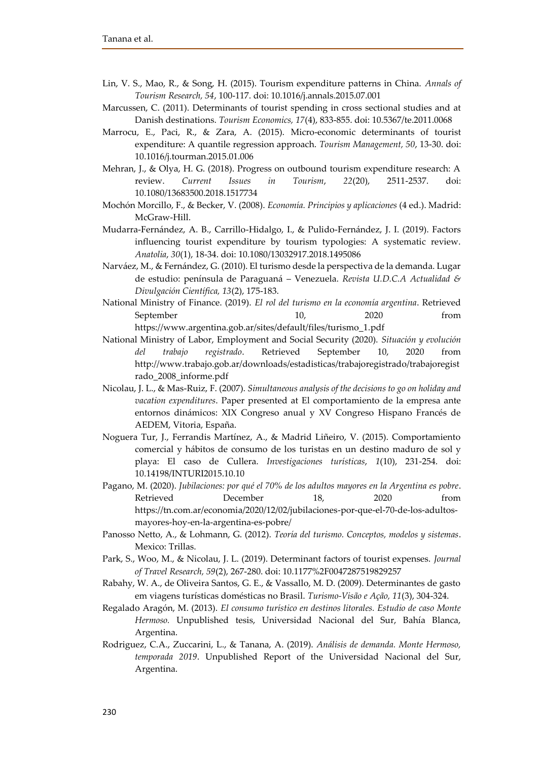Lin, V. S., Mao, R., & Song, H. (2015). Tourism expenditure patterns in China. *Annals of Tourism Research, 54*, 100-117. doi: 10.1016/j.annals.2015.07.001

Marcussen, C. (2011). Determinants of tourist spending in cross sectional studies and at Danish destinations. *Tourism Economics, 17*(4), 833-855. doi: 10.5367/te.2011.0068

Marrocu, E., Paci, R., & Zara, A. (2015). Micro-economic determinants of tourist expenditure: A quantile regression approach. *Tourism Management, 50*, 13-30. doi: 10.1016/j.tourman.2015.01.006

Mehran, J., & Olya, H. G. (2018). Progress on outbound tourism expenditure research: A review. *Current Issues in Tourism*, *22*(20), 2511-2537. doi: 10.1080/13683500.2018.1517734

Mochón Morcillo, F., & Becker, V. (2008). *Economía. Principios y aplicaciones* (4 ed.). Madrid: McGraw-Hill.

Mudarra-Fernández, A. B., Carrillo-Hidalgo, I., & Pulido-Fernández, J. I. (2019). Factors influencing tourist expenditure by tourism typologies: A systematic review. *Anatolia*, *30*(1), 18-34. doi: 10.1080/13032917.2018.1495086

Narváez, M., & Fernández, G. (2010). El turismo desde la perspectiva de la demanda. Lugar de estudio: península de Paraguaná – Venezuela. *Revista U.D.C.A Actualidad & Divulgación Científica, 13*(2), 175-183.

National Ministry of Finance. (2019). *El rol del turismo en la economía argentina*. Retrieved September 10, 2020 from https://www.argentina.gob.ar/sites/default/files/turismo_1.pdf

National Ministry of Labor, Employment and Social Security (2020). *Situación y evolución del trabajo registrado*. Retrieved September 10, 2020 from http://www.trabajo.gob.ar/downloads/estadisticas/trabajoregistrado/trabajoregistrado_2008_informe.pdf

Nicolau, J. L., & Mas-Ruiz, F. (2007). *Simultaneous analysis of the decisions to go on holiday and vacation expenditures*. Paper presented at El comportamiento de la empresa ante entornos dinámicos: XIX Congreso anual y XV Congreso Hispano Francés de AEDEM, Vitoria, España.

Noguera Tur, J., Ferrandis Martínez, A., & Madrid Liñeiro, V. (2015). Comportamiento comercial y hábitos de consumo de los turistas en un destino maduro de sol y playa: El caso de Cullera. *Investigaciones turísticas*, *1*(10), 231-254. doi: 10.14198/INTURI2015.10.10

Pagano, M. (2020). *Jubilaciones: por qué el 70% de los adultos mayores en la Argentina es pobre*. Retrieved December 18, 2020 from https://tn.com.ar/economia/2020/12/02/jubilaciones-por-que-el-70-de-los-adultos-mayores-hoy-en-la-argentina-es-pobre/

Panosso Netto, A., & Lohmann, G. (2012). *Teoría del turismo. Conceptos, modelos y sistemas*. Mexico: Trillas.

Park, S., Woo, M., & Nicolau, J. L. (2019). Determinant factors of tourist expenses. *Journal of Travel Research, 59*(2), 267-280. doi: 10.1177%2F0047287519829257

Rabahy, W. A., de Oliveira Santos, G. E., & Vassallo, M. D. (2009). Determinantes de gasto em viagens turísticas domésticas no Brasil. *Turismo-Visão e Ação, 11*(3), 304-324.

Regalado Aragón, M. (2013). *El consumo turístico en destinos litorales. Estudio de caso Monte Hermoso.* Unpublished tesis, Universidad Nacional del Sur, Bahía Blanca, Argentina.

Rodriguez, C.A., Zuccarini, L., & Tanana, A. (2019). *Análisis de demanda. Monte Hermoso, temporada 2019*. Unpublished Report of the Universidad Nacional del Sur, Argentina.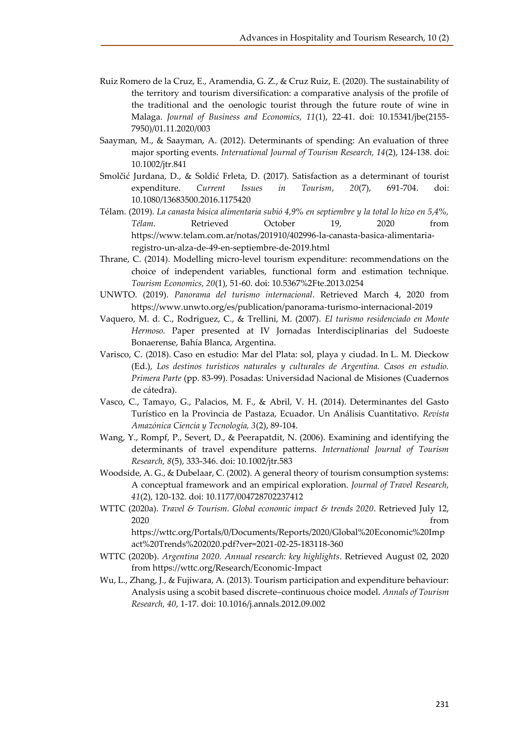Ruiz Romero de la Cruz, E., Aramendia, G. Z., & Cruz Ruiz, E. (2020). The sustainability of the territory and tourism diversification: a comparative analysis of the profile of the traditional and the oenologic tourist through the future route of wine in Malaga. *Journal of Business and Economics, 11*(1), 22-41. doi: 10.15341/jbe(2155-7950)/01.11.2020/003

Saayman, M., & Saayman, A. (2012). Determinants of spending: An evaluation of three major sporting events. *International Journal of Tourism Research, 14*(2), 124-138. doi: 10.1002/jtr.841

Smolčić Jurdana, D., & Soldić Frleta, D. (2017). Satisfaction as a determinant of tourist expenditure. *Current Issues in Tourism*, *20*(7), 691-704. doi: 10.1080/13683500.2016.1175420

Télam. (2019). *La canasta básica alimentaria subió 4,9% en septiembre y la total lo hizo en 5,4%, Télam*. Retrieved October 19, 2020 from https://www.telam.com.ar/notas/201910/402996-la-canasta-basica-alimentaria-registro-un-alza-de-49-en-septiembre-de-2019.html

Thrane, C. (2014). Modelling micro-level tourism expenditure: recommendations on the choice of independent variables, functional form and estimation technique. *Tourism Economics, 20*(1), 51-60. doi: 10.5367%2Fte.2013.0254

UNWTO. (2019). *Panorama del turismo internacional*. Retrieved March 4, 2020 from https://www.unwto.org/es/publication/panorama-turismo-internacional-2019

Vaquero, M. d. C., Rodriguez, C., & Trellini, M. (2007). *El turismo residenciado en Monte Hermoso.* Paper presented at IV Jornadas Interdisciplinarias del Sudoeste Bonaerense, Bahía Blanca, Argentina.

Varisco, C. (2018). Caso en estudio: Mar del Plata: sol, playa y ciudad. In L. M. Dieckow (Ed.), *Los destinos turísticos naturales y culturales de Argentina. Casos en estudio. Primera Parte* (pp. 83-99). Posadas: Universidad Nacional de Misiones (Cuadernos de cátedra).

Vasco, C., Tamayo, G., Palacios, M. F., & Abril, V. H. (2014). Determinantes del Gasto Turístico en la Provincia de Pastaza, Ecuador. Un Análisis Cuantitativo. *Revista Amazónica Ciencia y Tecnología, 3*(2), 89-104.

Wang, Y., Rompf, P., Severt, D., & Peerapatdit, N. (2006). Examining and identifying the determinants of travel expenditure patterns. *International Journal of Tourism Research, 8*(5), 333-346. doi: 10.1002/jtr.583

Woodside, A. G., & Dubelaar, C. (2002). A general theory of tourism consumption systems: A conceptual framework and an empirical exploration. *Journal of Travel Research, 41*(2), 120-132. doi: 10.1177/004728702237412

WTTC (2020a). *Travel & Tourism. Global economic impact & trends 2020*. Retrieved July 12, 2020 from https://wttc.org/Portals/0/Documents/Reports/2020/Global%20Economic%20Impact%20Trends%202020.pdf?ver=2021-02-25-183118-360

WTTC (2020b). *Argentina 2020. Annual research: key highlights*. Retrieved August 02, 2020 from https://wttc.org/Research/Economic-Impact

Wu, L., Zhang, J., & Fujiwara, A. (2013). Tourism participation and expenditure behaviour: Analysis using a scobit based discrete–continuous choice model. *Annals of Tourism Research*, *40*, 1-17. doi: 10.1016/j.annals.2012.09.002